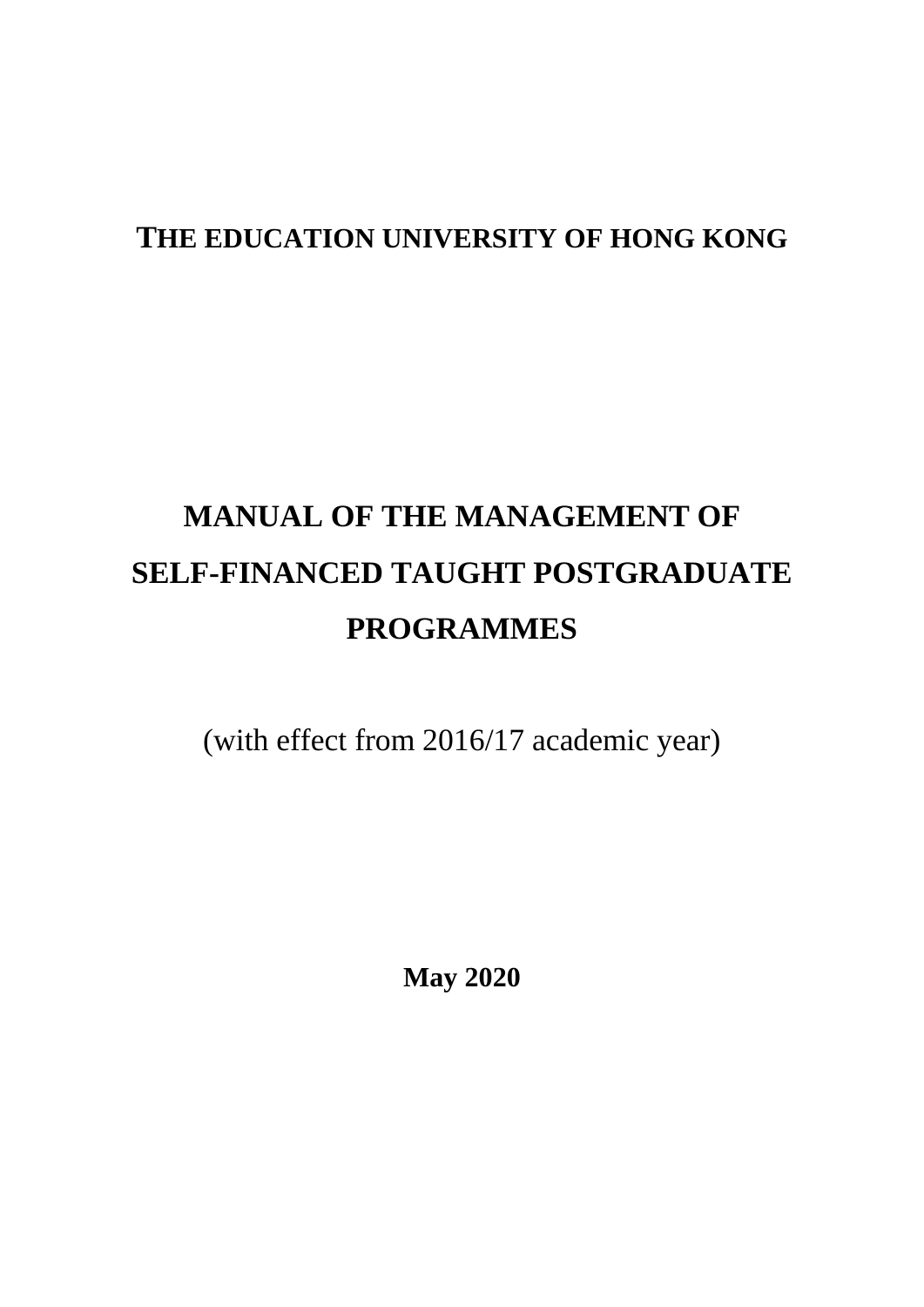**THE EDUCATION UNIVERSITY OF HONG KONG**

# MANUAL OF THE MANAGEMENT OF SELF-FINANCED TAUGHT POSTGRADUATE PROGRAMMES

(with effect from 2016/17 academic year)

**May 2020**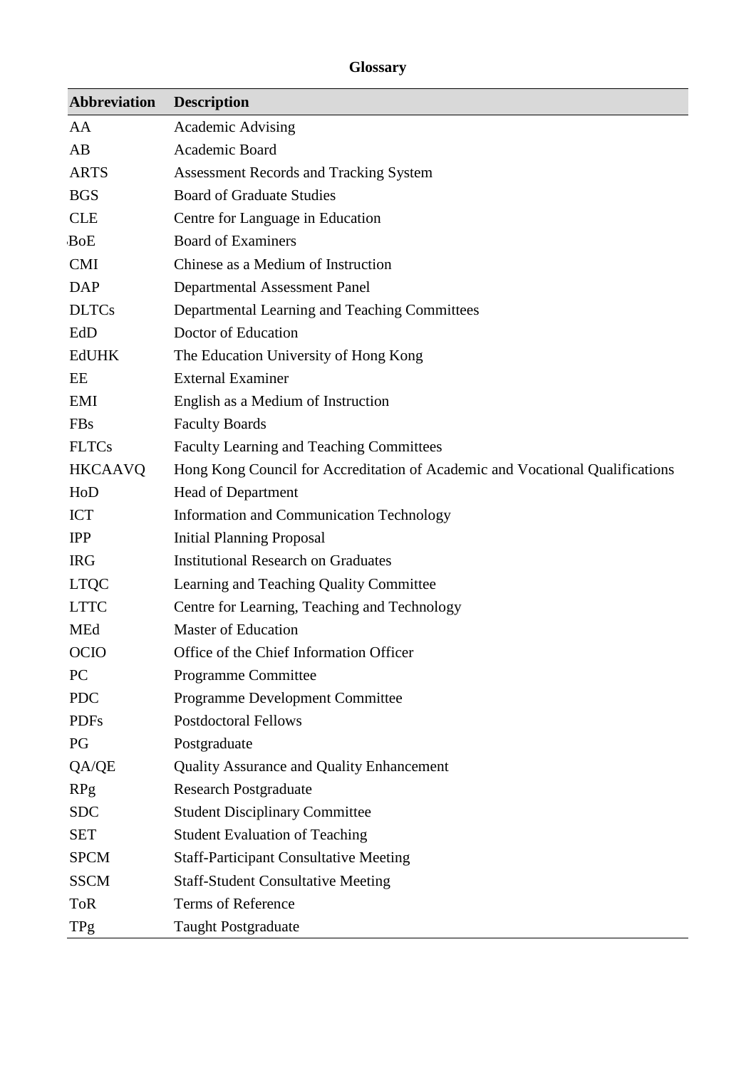**Glossary**

| Abbreviation | Description |
|---|---|
| AA | Academic Advising |
| AB | Academic Board |
| ARTS | Assessment Records and Tracking System |
| BGS | Board of Graduate Studies |
| CLE | Centre for Language in Education |
| BoE | Board of Examiners |
| CMI | Chinese as a Medium of Instruction |
| DAP | Departmental Assessment Panel |
| DLTCs | Departmental Learning and Teaching Committees |
| EdD | Doctor of Education |
| EdUHK | The Education University of Hong Kong |
| EE | External Examiner |
| EMI | English as a Medium of Instruction |
| FBs | Faculty Boards |
| FLTCs | Faculty Learning and Teaching Committees |
| HKCAAVQ | Hong Kong Council for Accreditation of Academic and Vocational Qualifications |
| HoD | Head of Department |
| ICT | Information and Communication Technology |
| IPP | Initial Planning Proposal |
| IRG | Institutional Research on Graduates |
| LTQC | Learning and Teaching Quality Committee |
| LTTC | Centre for Learning, Teaching and Technology |
| MEd | Master of Education |
| OCIO | Office of the Chief Information Officer |
| PC | Programme Committee |
| PDC | Programme Development Committee |
| PDFs | Postdoctoral Fellows |
| PG | Postgraduate |
| QA/QE | Quality Assurance and Quality Enhancement |
| RPg | Research Postgraduate |
| SDC | Student Disciplinary Committee |
| SET | Student Evaluation of Teaching |
| SPCM | Staff-Participant Consultative Meeting |
| SSCM | Staff-Student Consultative Meeting |
| ToR | Terms of Reference |
| TPg | Taught Postgraduate |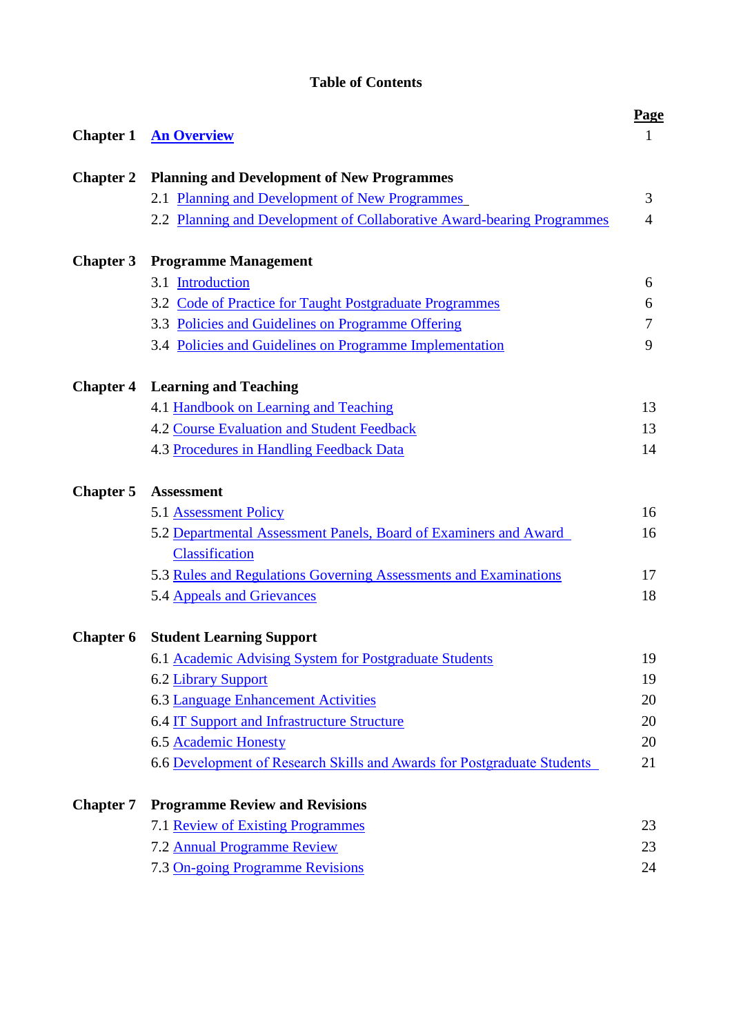# Table of Contents

| | | Page |
|---|---|---|
| **Chapter 1** | **An Overview** | 1 |
| **Chapter 2** | **Planning and Development of New Programmes** | |
| | 2.1 Planning and Development of New Programmes | 3 |
| | 2.2 Planning and Development of Collaborative Award-bearing Programmes | 4 |
| **Chapter 3** | **Programme Management** | |
| | 3.1 Introduction | 6 |
| | 3.2 Code of Practice for Taught Postgraduate Programmes | 6 |
| | 3.3 Policies and Guidelines on Programme Offering | 7 |
| | 3.4 Policies and Guidelines on Programme Implementation | 9 |
| **Chapter 4** | **Learning and Teaching** | |
| | 4.1 Handbook on Learning and Teaching | 13 |
| | 4.2 Course Evaluation and Student Feedback | 13 |
| | 4.3 Procedures in Handling Feedback Data | 14 |
| **Chapter 5** | **Assessment** | |
| | 5.1 Assessment Policy | 16 |
| | 5.2 Departmental Assessment Panels, Board of Examiners and Award Classification | 16 |
| | 5.3 Rules and Regulations Governing Assessments and Examinations | 17 |
| | 5.4 Appeals and Grievances | 18 |
| **Chapter 6** | **Student Learning Support** | |
| | 6.1 Academic Advising System for Postgraduate Students | 19 |
| | 6.2 Library Support | 19 |
| | 6.3 Language Enhancement Activities | 20 |
| | 6.4 IT Support and Infrastructure Structure | 20 |
| | 6.5 Academic Honesty | 20 |
| | 6.6 Development of Research Skills and Awards for Postgraduate Students | 21 |
| **Chapter 7** | **Programme Review and Revisions** | |
| | 7.1 Review of Existing Programmes | 23 |
| | 7.2 Annual Programme Review | 23 |
| | 7.3 On-going Programme Revisions | 24 |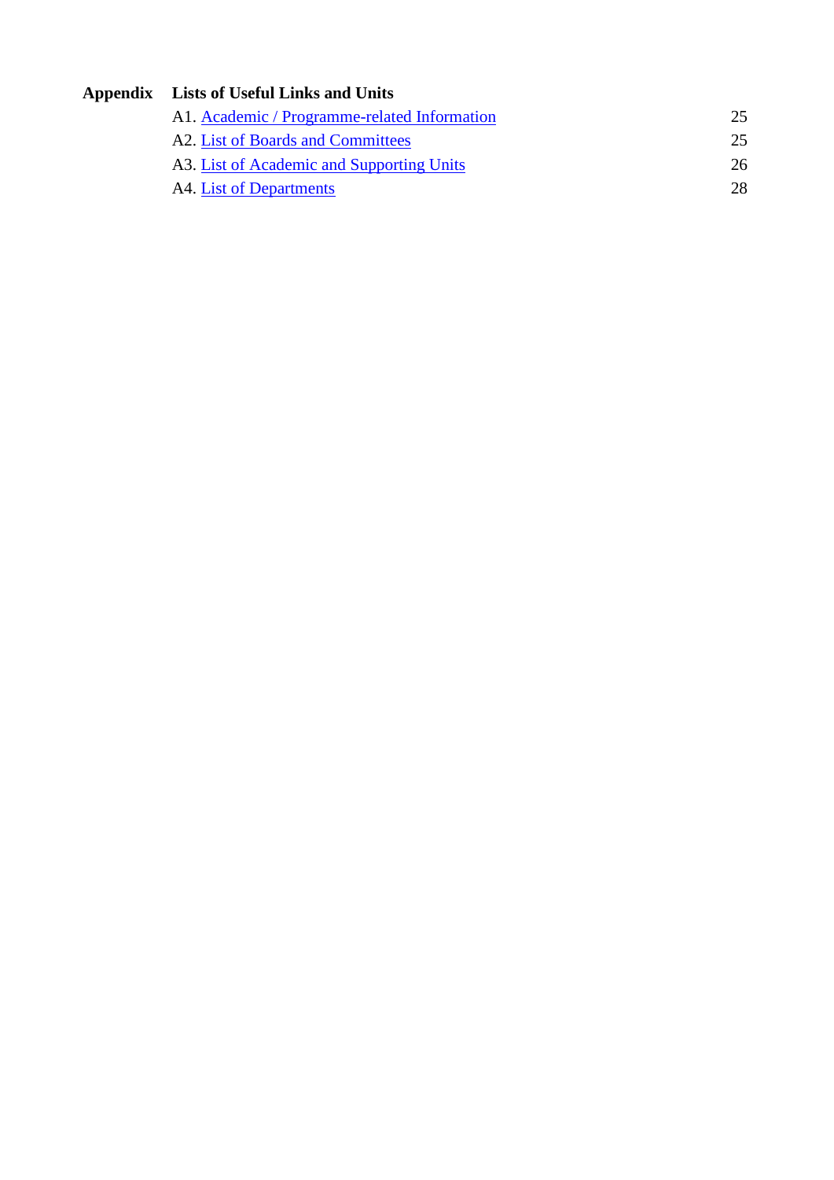**Appendix** **Lists of Useful Links and Units**

| | |
|---|---|
| A1. Academic / Programme-related Information | 25 |
| A2. List of Boards and Committees | 25 |
| A3. List of Academic and Supporting Units | 26 |
| A4. List of Departments | 28 |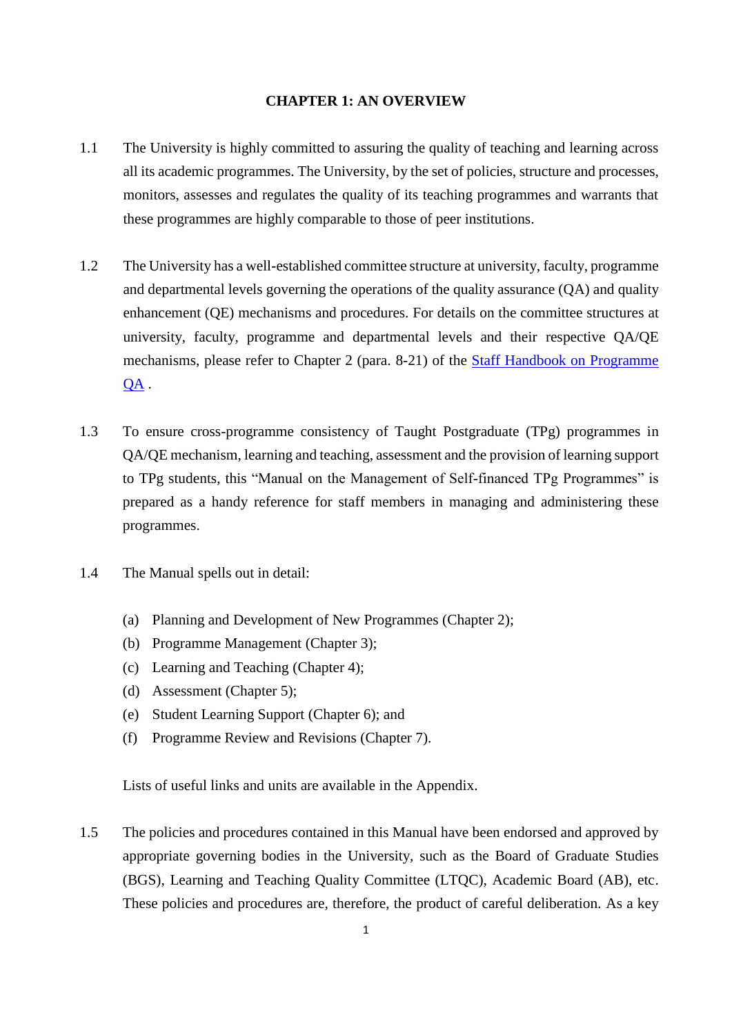# CHAPTER 1: AN OVERVIEW

1.1 The University is highly committed to assuring the quality of teaching and learning across all its academic programmes. The University, by the set of policies, structure and processes, monitors, assesses and regulates the quality of its teaching programmes and warrants that these programmes are highly comparable to those of peer institutions.

1.2 The University has a well-established committee structure at university, faculty, programme and departmental levels governing the operations of the quality assurance (QA) and quality enhancement (QE) mechanisms and procedures. For details on the committee structures at university, faculty, programme and departmental levels and their respective QA/QE mechanisms, please refer to Chapter 2 (para. 8-21) of the [Staff Handbook on Programme QA](#) .

1.3 To ensure cross-programme consistency of Taught Postgraduate (TPg) programmes in QA/QE mechanism, learning and teaching, assessment and the provision of learning support to TPg students, this "Manual on the Management of Self-financed TPg Programmes" is prepared as a handy reference for staff members in managing and administering these programmes.

1.4 The Manual spells out in detail:

(a) Planning and Development of New Programmes (Chapter 2);
(b) Programme Management (Chapter 3);
(c) Learning and Teaching (Chapter 4);
(d) Assessment (Chapter 5);
(e) Student Learning Support (Chapter 6); and
(f) Programme Review and Revisions (Chapter 7).

Lists of useful links and units are available in the Appendix.

1.5 The policies and procedures contained in this Manual have been endorsed and approved by appropriate governing bodies in the University, such as the Board of Graduate Studies (BGS), Learning and Teaching Quality Committee (LTQC), Academic Board (AB), etc. These policies and procedures are, therefore, the product of careful deliberation. As a key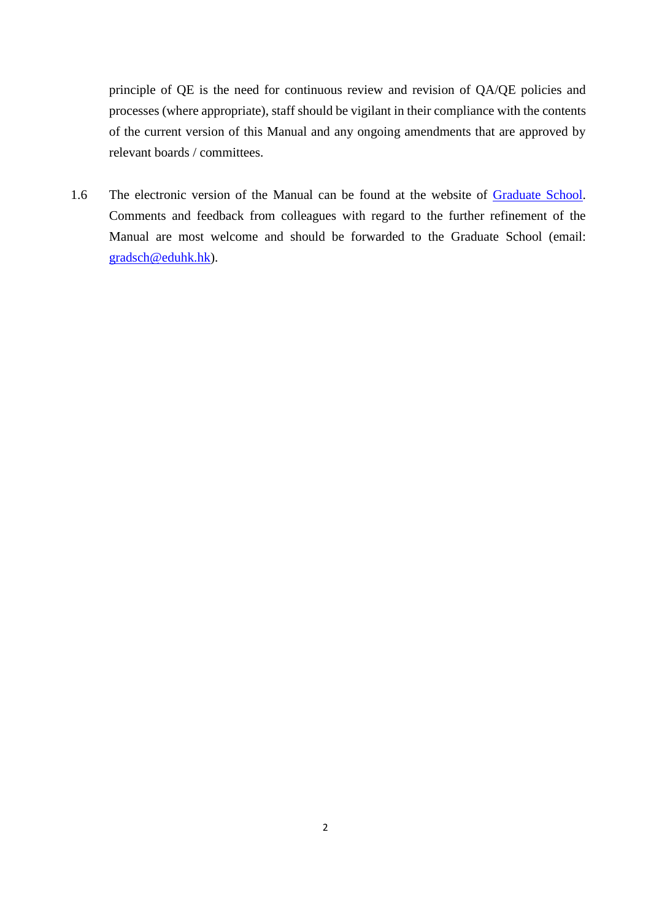principle of QE is the need for continuous review and revision of QA/QE policies and processes (where appropriate), staff should be vigilant in their compliance with the contents of the current version of this Manual and any ongoing amendments that are approved by relevant boards / committees.

1.6 The electronic version of the Manual can be found at the website of Graduate School. Comments and feedback from colleagues with regard to the further refinement of the Manual are most welcome and should be forwarded to the Graduate School (email: gradsch@eduhk.hk).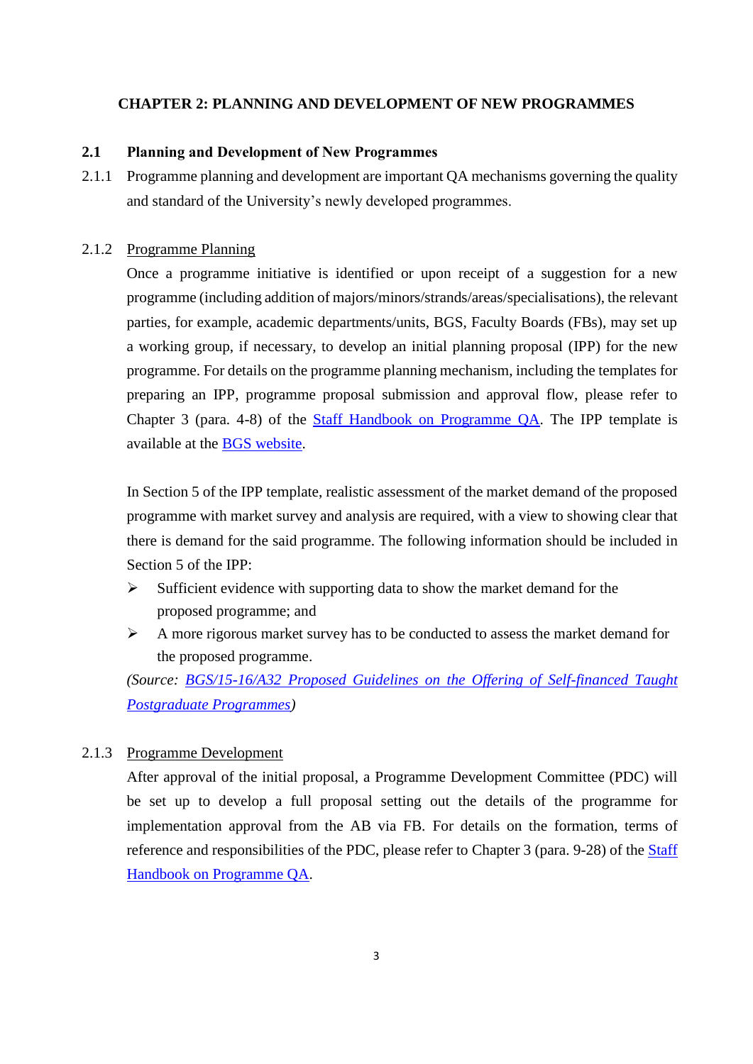# CHAPTER 2: PLANNING AND DEVELOPMENT OF NEW PROGRAMMES

## 2.1 Planning and Development of New Programmes

2.1.1 Programme planning and development are important QA mechanisms governing the quality and standard of the University's newly developed programmes.

2.1.2 <u>Programme Planning</u>

Once a programme initiative is identified or upon receipt of a suggestion for a new programme (including addition of majors/minors/strands/areas/specialisations), the relevant parties, for example, academic departments/units, BGS, Faculty Boards (FBs), may set up a working group, if necessary, to develop an initial planning proposal (IPP) for the new programme. For details on the programme planning mechanism, including the templates for preparing an IPP, programme proposal submission and approval flow, please refer to Chapter 3 (para. 4-8) of the Staff Handbook on Programme QA. The IPP template is available at the BGS website.

In Section 5 of the IPP template, realistic assessment of the market demand of the proposed programme with market survey and analysis are required, with a view to showing clear that there is demand for the said programme. The following information should be included in Section 5 of the IPP:

- Sufficient evidence with supporting data to show the market demand for the proposed programme; and
- A more rigorous market survey has to be conducted to assess the market demand for the proposed programme.

*(Source: BGS/15-16/A32 Proposed Guidelines on the Offering of Self-financed Taught Postgraduate Programmes)*

2.1.3 <u>Programme Development</u>

After approval of the initial proposal, a Programme Development Committee (PDC) will be set up to develop a full proposal setting out the details of the programme for implementation approval from the AB via FB. For details on the formation, terms of reference and responsibilities of the PDC, please refer to Chapter 3 (para. 9-28) of the Staff Handbook on Programme QA.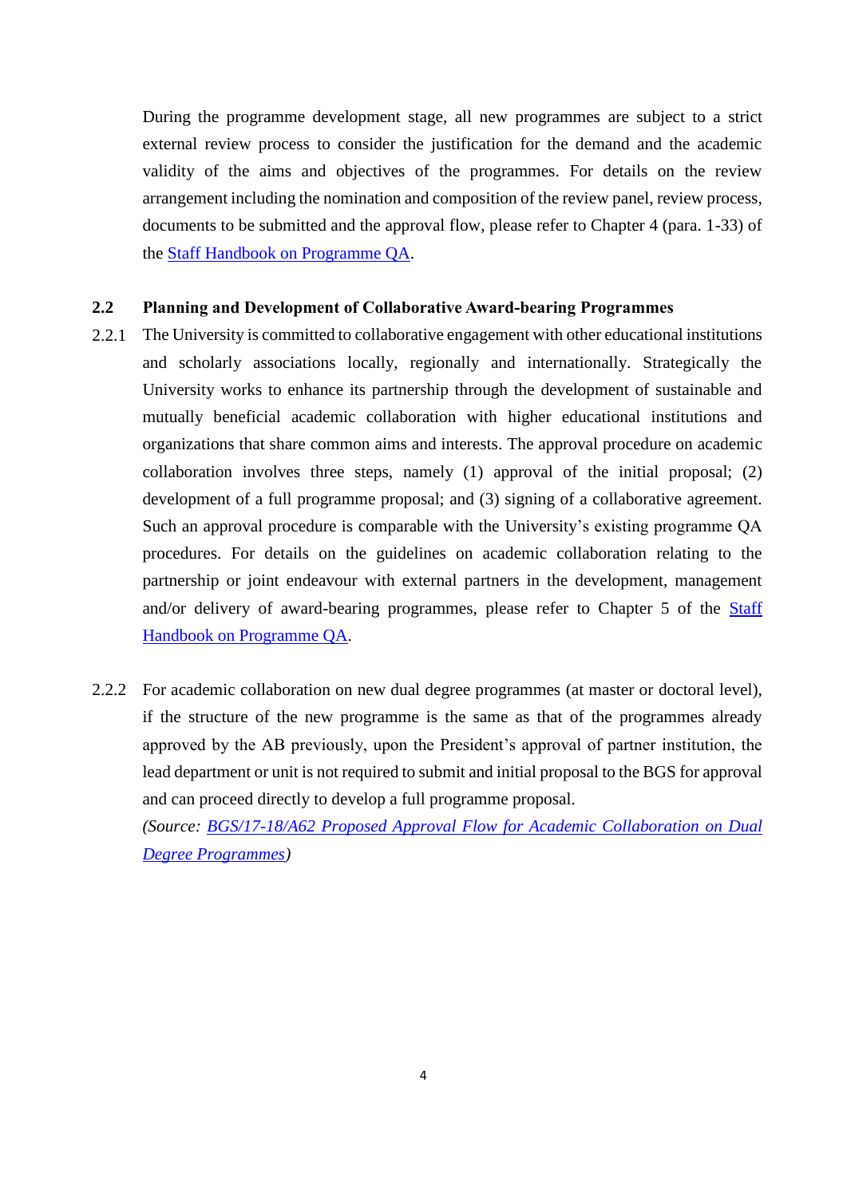During the programme development stage, all new programmes are subject to a strict external review process to consider the justification for the demand and the academic validity of the aims and objectives of the programmes. For details on the review arrangement including the nomination and composition of the review panel, review process, documents to be submitted and the approval flow, please refer to Chapter 4 (para. 1-33) of the Staff Handbook on Programme QA.

### 2.2 Planning and Development of Collaborative Award-bearing Programmes

2.2.1 The University is committed to collaborative engagement with other educational institutions and scholarly associations locally, regionally and internationally. Strategically the University works to enhance its partnership through the development of sustainable and mutually beneficial academic collaboration with higher educational institutions and organizations that share common aims and interests. The approval procedure on academic collaboration involves three steps, namely (1) approval of the initial proposal; (2) development of a full programme proposal; and (3) signing of a collaborative agreement. Such an approval procedure is comparable with the University's existing programme QA procedures. For details on the guidelines on academic collaboration relating to the partnership or joint endeavour with external partners in the development, management and/or delivery of award-bearing programmes, please refer to Chapter 5 of the Staff Handbook on Programme QA.

2.2.2 For academic collaboration on new dual degree programmes (at master or doctoral level), if the structure of the new programme is the same as that of the programmes already approved by the AB previously, upon the President's approval of partner institution, the lead department or unit is not required to submit and initial proposal to the BGS for approval and can proceed directly to develop a full programme proposal.
*(Source: BGS/17-18/A62 Proposed Approval Flow for Academic Collaboration on Dual Degree Programmes)*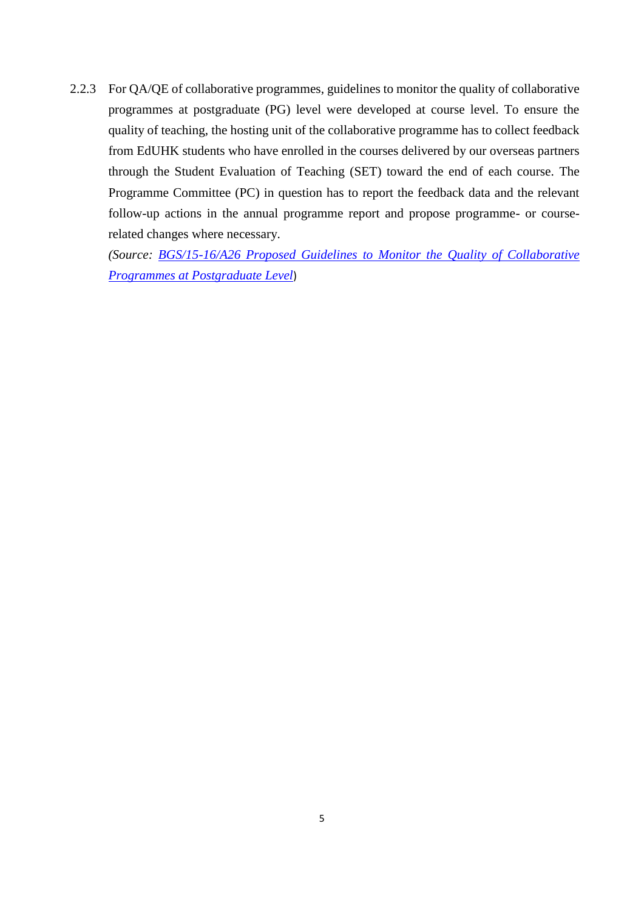2.2.3 For QA/QE of collaborative programmes, guidelines to monitor the quality of collaborative programmes at postgraduate (PG) level were developed at course level. To ensure the quality of teaching, the hosting unit of the collaborative programme has to collect feedback from EdUHK students who have enrolled in the courses delivered by our overseas partners through the Student Evaluation of Teaching (SET) toward the end of each course. The Programme Committee (PC) in question has to report the feedback data and the relevant follow-up actions in the annual programme report and propose programme- or course-related changes where necessary.

*(Source: BGS/15-16/A26 Proposed Guidelines to Monitor the Quality of Collaborative Programmes at Postgraduate Level)*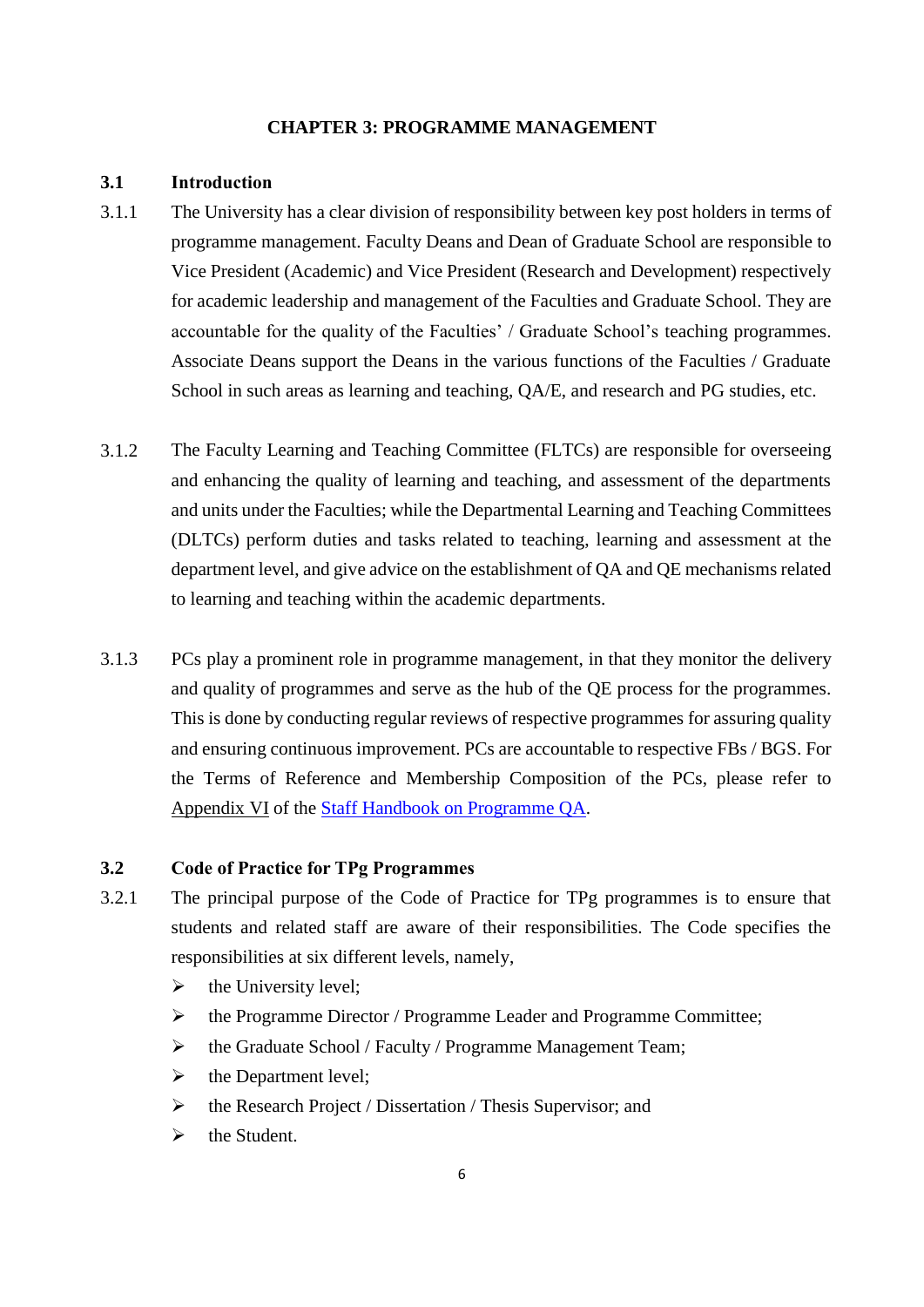## CHAPTER 3: PROGRAMME MANAGEMENT

### 3.1 Introduction

3.1.1 The University has a clear division of responsibility between key post holders in terms of programme management. Faculty Deans and Dean of Graduate School are responsible to Vice President (Academic) and Vice President (Research and Development) respectively for academic leadership and management of the Faculties and Graduate School. They are accountable for the quality of the Faculties' / Graduate School's teaching programmes. Associate Deans support the Deans in the various functions of the Faculties / Graduate School in such areas as learning and teaching, QA/E, and research and PG studies, etc.

3.1.2 The Faculty Learning and Teaching Committee (FLTCs) are responsible for overseeing and enhancing the quality of learning and teaching, and assessment of the departments and units under the Faculties; while the Departmental Learning and Teaching Committees (DLTCs) perform duties and tasks related to teaching, learning and assessment at the department level, and give advice on the establishment of QA and QE mechanisms related to learning and teaching within the academic departments.

3.1.3 PCs play a prominent role in programme management, in that they monitor the delivery and quality of programmes and serve as the hub of the QE process for the programmes. This is done by conducting regular reviews of respective programmes for assuring quality and ensuring continuous improvement. PCs are accountable to respective FBs / BGS. For the Terms of Reference and Membership Composition of the PCs, please refer to Appendix VI of the Staff Handbook on Programme QA.

### 3.2 Code of Practice for TPg Programmes

3.2.1 The principal purpose of the Code of Practice for TPg programmes is to ensure that students and related staff are aware of their responsibilities. The Code specifies the responsibilities at six different levels, namely,

- the University level;
- the Programme Director / Programme Leader and Programme Committee;
- the Graduate School / Faculty / Programme Management Team;
- the Department level;
- the Research Project / Dissertation / Thesis Supervisor; and
- the Student.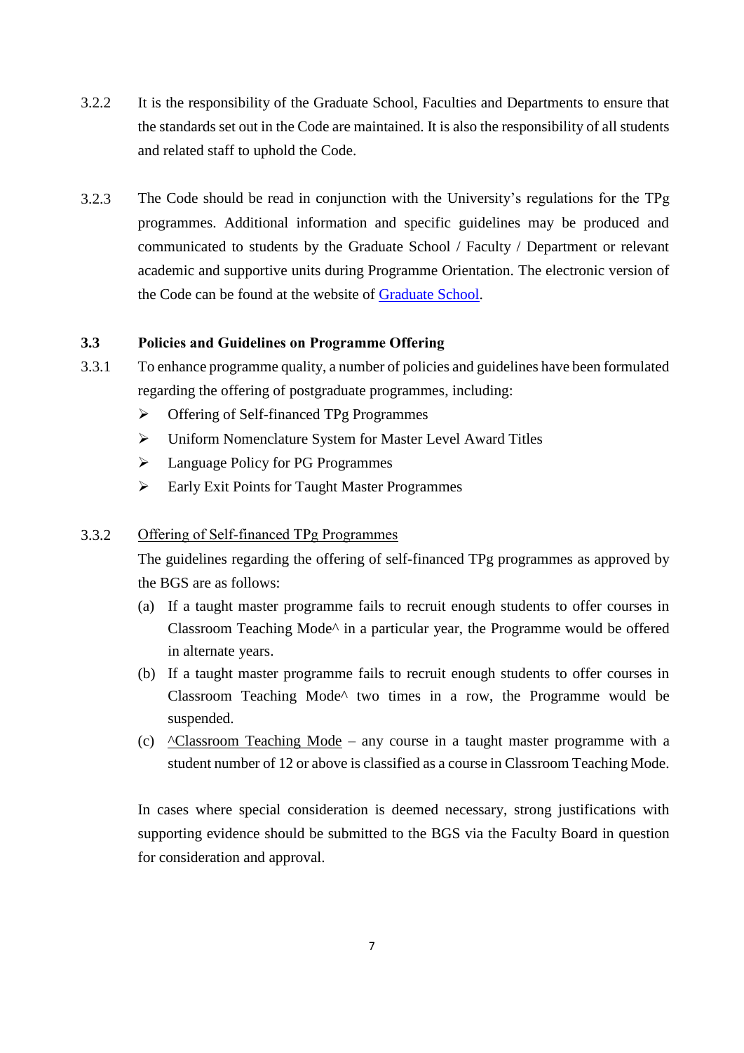3.2.2 It is the responsibility of the Graduate School, Faculties and Departments to ensure that the standards set out in the Code are maintained. It is also the responsibility of all students and related staff to uphold the Code.

3.2.3 The Code should be read in conjunction with the University's regulations for the TPg programmes. Additional information and specific guidelines may be produced and communicated to students by the Graduate School / Faculty / Department or relevant academic and supportive units during Programme Orientation. The electronic version of the Code can be found at the website of Graduate School.

### 3.3 Policies and Guidelines on Programme Offering

3.3.1 To enhance programme quality, a number of policies and guidelines have been formulated regarding the offering of postgraduate programmes, including:

- Offering of Self-financed TPg Programmes
- Uniform Nomenclature System for Master Level Award Titles
- Language Policy for PG Programmes
- Early Exit Points for Taught Master Programmes

3.3.2 Offering of Self-financed TPg Programmes

The guidelines regarding the offering of self-financed TPg programmes as approved by the BGS are as follows:

(a) If a taught master programme fails to recruit enough students to offer courses in Classroom Teaching Mode^ in a particular year, the Programme would be offered in alternate years.

(b) If a taught master programme fails to recruit enough students to offer courses in Classroom Teaching Mode^ two times in a row, the Programme would be suspended.

(c) ^Classroom Teaching Mode – any course in a taught master programme with a student number of 12 or above is classified as a course in Classroom Teaching Mode.

In cases where special consideration is deemed necessary, strong justifications with supporting evidence should be submitted to the BGS via the Faculty Board in question for consideration and approval.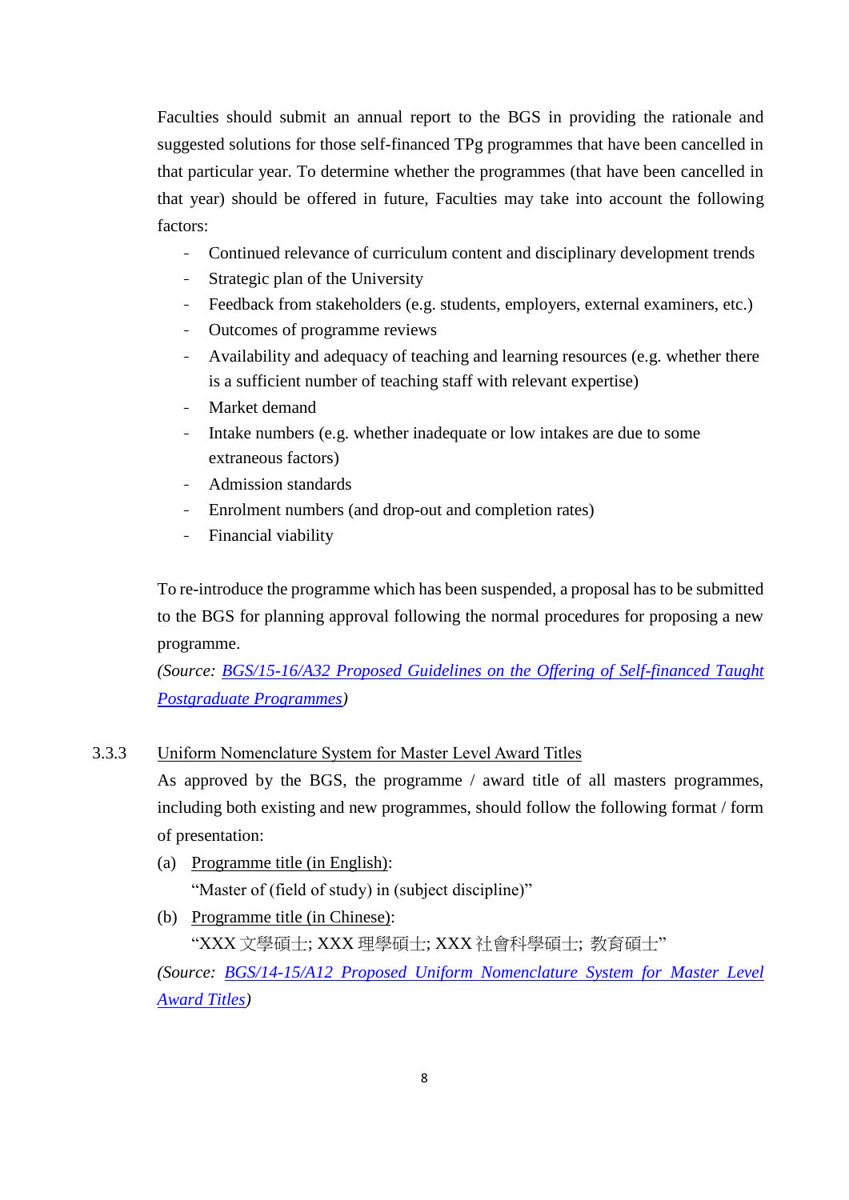Faculties should submit an annual report to the BGS in providing the rationale and suggested solutions for those self-financed TPg programmes that have been cancelled in that particular year. To determine whether the programmes (that have been cancelled in that year) should be offered in future, Faculties may take into account the following factors:

- Continued relevance of curriculum content and disciplinary development trends
- Strategic plan of the University
- Feedback from stakeholders (e.g. students, employers, external examiners, etc.)
- Outcomes of programme reviews
- Availability and adequacy of teaching and learning resources (e.g. whether there is a sufficient number of teaching staff with relevant expertise)
- Market demand
- Intake numbers (e.g. whether inadequate or low intakes are due to some extraneous factors)
- Admission standards
- Enrolment numbers (and drop-out and completion rates)
- Financial viability

To re-introduce the programme which has been suspended, a proposal has to be submitted to the BGS for planning approval following the normal procedures for proposing a new programme.

*(Source: BGS/15-16/A32 Proposed Guidelines on the Offering of Self-financed Taught Postgraduate Programmes)*

3.3.3 Uniform Nomenclature System for Master Level Award Titles

As approved by the BGS, the programme / award title of all masters programmes, including both existing and new programmes, should follow the following format / form of presentation:

(a) Programme title (in English):
"Master of (field of study) in (subject discipline)"

(b) Programme title (in Chinese):
"XXX 文學碩士; XXX 理學碩士; XXX 社會科學碩士; 教育碩士"

*(Source: BGS/14-15/A12 Proposed Uniform Nomenclature System for Master Level Award Titles)*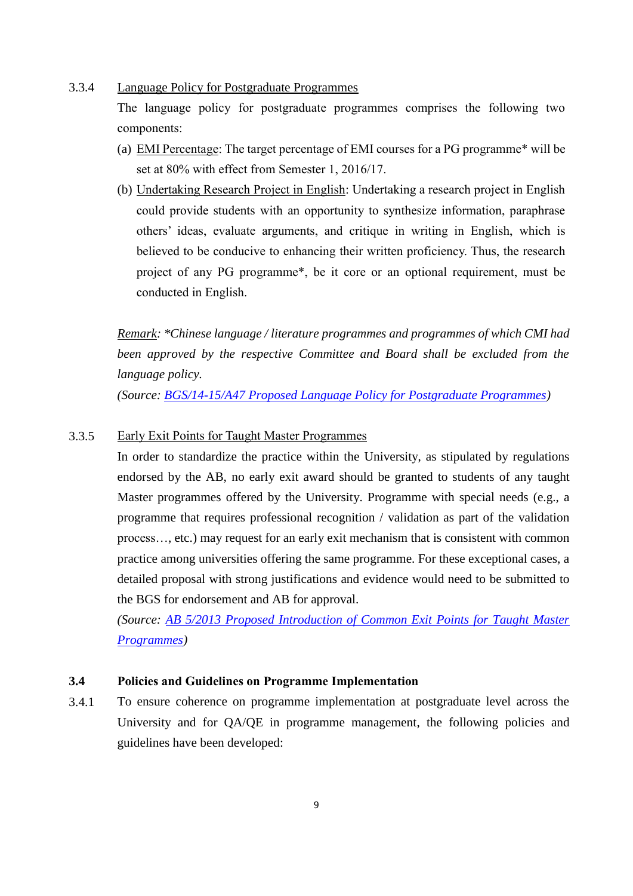3.3.4 Language Policy for Postgraduate Programmes

The language policy for postgraduate programmes comprises the following two components:

(a) EMI Percentage: The target percentage of EMI courses for a PG programme* will be set at 80% with effect from Semester 1, 2016/17.

(b) Undertaking Research Project in English: Undertaking a research project in English could provide students with an opportunity to synthesize information, paraphrase others' ideas, evaluate arguments, and critique in writing in English, which is believed to be conducive to enhancing their written proficiency. Thus, the research project of any PG programme*, be it core or an optional requirement, must be conducted in English.

*Remark: *Chinese language / literature programmes and programmes of which CMI had been approved by the respective Committee and Board shall be excluded from the language policy.*

*(Source: BGS/14-15/A47 Proposed Language Policy for Postgraduate Programmes)*

3.3.5 Early Exit Points for Taught Master Programmes

In order to standardize the practice within the University, as stipulated by regulations endorsed by the AB, no early exit award should be granted to students of any taught Master programmes offered by the University. Programme with special needs (e.g., a programme that requires professional recognition / validation as part of the validation process…, etc.) may request for an early exit mechanism that is consistent with common practice among universities offering the same programme. For these exceptional cases, a detailed proposal with strong justifications and evidence would need to be submitted to the BGS for endorsement and AB for approval.

*(Source: AB 5/2013 Proposed Introduction of Common Exit Points for Taught Master Programmes)*

### 3.4 Policies and Guidelines on Programme Implementation

3.4.1 To ensure coherence on programme implementation at postgraduate level across the University and for QA/QE in programme management, the following policies and guidelines have been developed: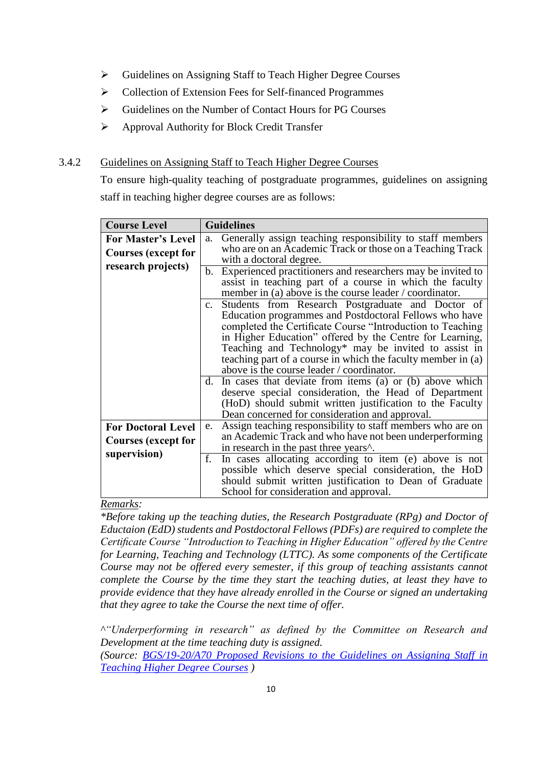- Guidelines on Assigning Staff to Teach Higher Degree Courses
- Collection of Extension Fees for Self-financed Programmes
- Guidelines on the Number of Contact Hours for PG Courses
- Approval Authority for Block Credit Transfer

3.4.2 Guidelines on Assigning Staff to Teach Higher Degree Courses

To ensure high-quality teaching of postgraduate programmes, guidelines on assigning staff in teaching higher degree courses are as follows:

| Course Level | Guidelines |
|---|---|
| **For Master's Level Courses (except for research projects)** | a. Generally assign teaching responsibility to staff members who are on an Academic Track or those on a Teaching Track with a doctoral degree. |
| | b. Experienced practitioners and researchers may be invited to assist in teaching part of a course in which the faculty member in (a) above is the course leader / coordinator. |
| | c. Students from Research Postgraduate and Doctor of Education programmes and Postdoctoral Fellows who have completed the Certificate Course "Introduction to Teaching in Higher Education" offered by the Centre for Learning, Teaching and Technology* may be invited to assist in teaching part of a course in which the faculty member in (a) above is the course leader / coordinator. |
| | d. In cases that deviate from items (a) or (b) above which deserve special consideration, the Head of Department (HoD) should submit written justification to the Faculty Dean concerned for consideration and approval. |
| **For Doctoral Level Courses (except for supervision)** | e. Assign teaching responsibility to staff members who are on an Academic Track and who have not been underperforming in research in the past three years^. |
| | f. In cases allocating according to item (e) above is not possible which deserve special consideration, the HoD should submit written justification to Dean of Graduate School for consideration and approval. |

Remarks:

*\*Before taking up the teaching duties, the Research Postgraduate (RPg) and Doctor of Eductaion (EdD) students and Postdoctoral Fellows (PDFs) are required to complete the Certificate Course "Introduction to Teaching in Higher Education" offered by the Centre for Learning, Teaching and Technology (LTTC). As some components of the Certificate Course may not be offered every semester, if this group of teaching assistants cannot complete the Course by the time they start the teaching duties, at least they have to provide evidence that they have already enrolled in the Course or signed an undertaking that they agree to take the Course the next time of offer.*

*^"Underperforming in research" as defined by the Committee on Research and Development at the time teaching duty is assigned.*

*(Source: BGS/19-20/A70 Proposed Revisions to the Guidelines on Assigning Staff in Teaching Higher Degree Courses )*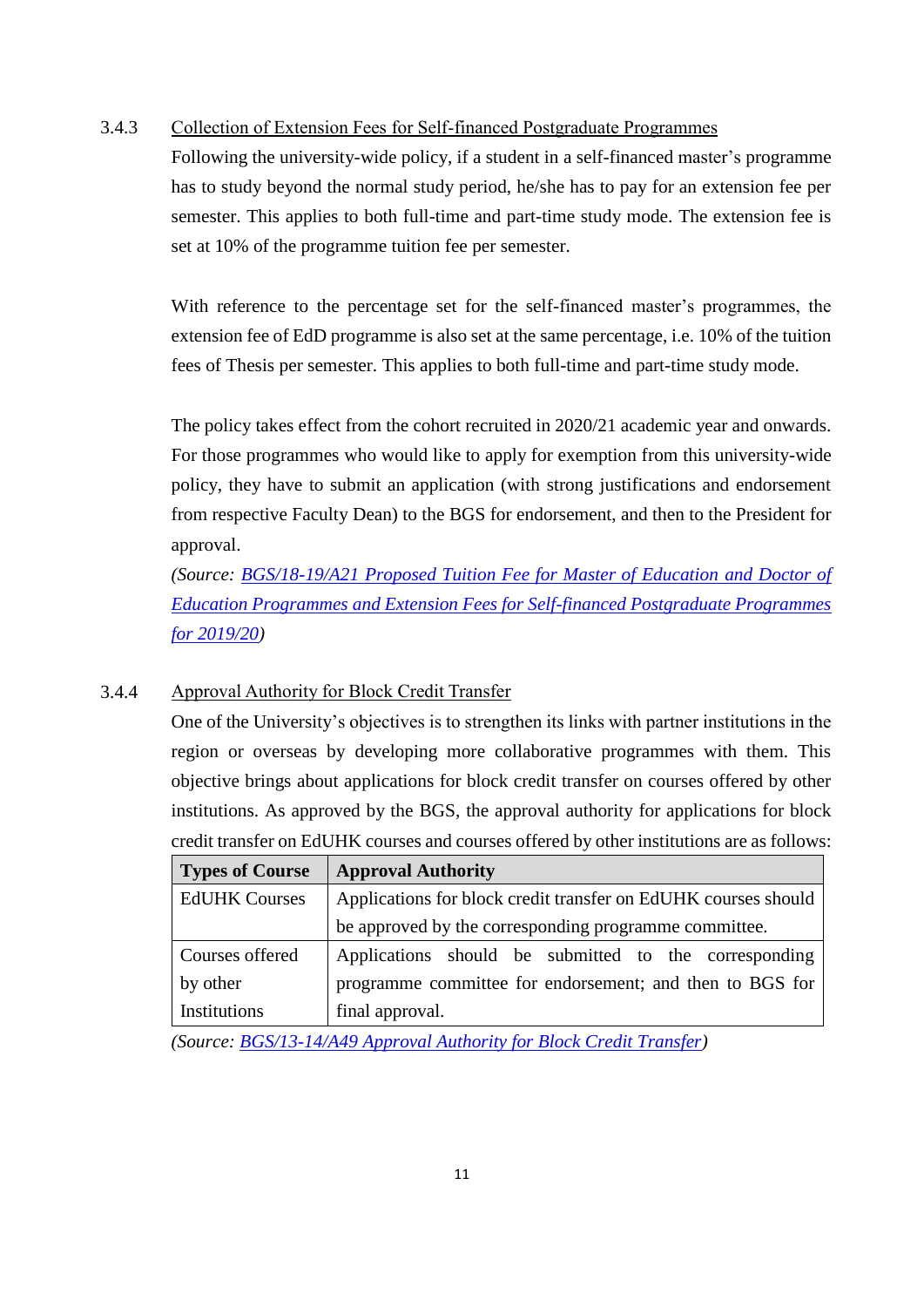### 3.4.3 Collection of Extension Fees for Self-financed Postgraduate Programmes

Following the university-wide policy, if a student in a self-financed master's programme has to study beyond the normal study period, he/she has to pay for an extension fee per semester. This applies to both full-time and part-time study mode. The extension fee is set at 10% of the programme tuition fee per semester.

With reference to the percentage set for the self-financed master's programmes, the extension fee of EdD programme is also set at the same percentage, i.e. 10% of the tuition fees of Thesis per semester. This applies to both full-time and part-time study mode.

The policy takes effect from the cohort recruited in 2020/21 academic year and onwards. For those programmes who would like to apply for exemption from this university-wide policy, they have to submit an application (with strong justifications and endorsement from respective Faculty Dean) to the BGS for endorsement, and then to the President for approval.

*(Source: BGS/18-19/A21 Proposed Tuition Fee for Master of Education and Doctor of Education Programmes and Extension Fees for Self-financed Postgraduate Programmes for 2019/20)*

### 3.4.4 Approval Authority for Block Credit Transfer

One of the University's objectives is to strengthen its links with partner institutions in the region or overseas by developing more collaborative programmes with them. This objective brings about applications for block credit transfer on courses offered by other institutions. As approved by the BGS, the approval authority for applications for block credit transfer on EdUHK courses and courses offered by other institutions are as follows:

| Types of Course | Approval Authority |
|---|---|
| EdUHK Courses | Applications for block credit transfer on EdUHK courses should be approved by the corresponding programme committee. |
| Courses offered by other Institutions | Applications should be submitted to the corresponding programme committee for endorsement; and then to BGS for final approval. |

*(Source: BGS/13-14/A49 Approval Authority for Block Credit Transfer)*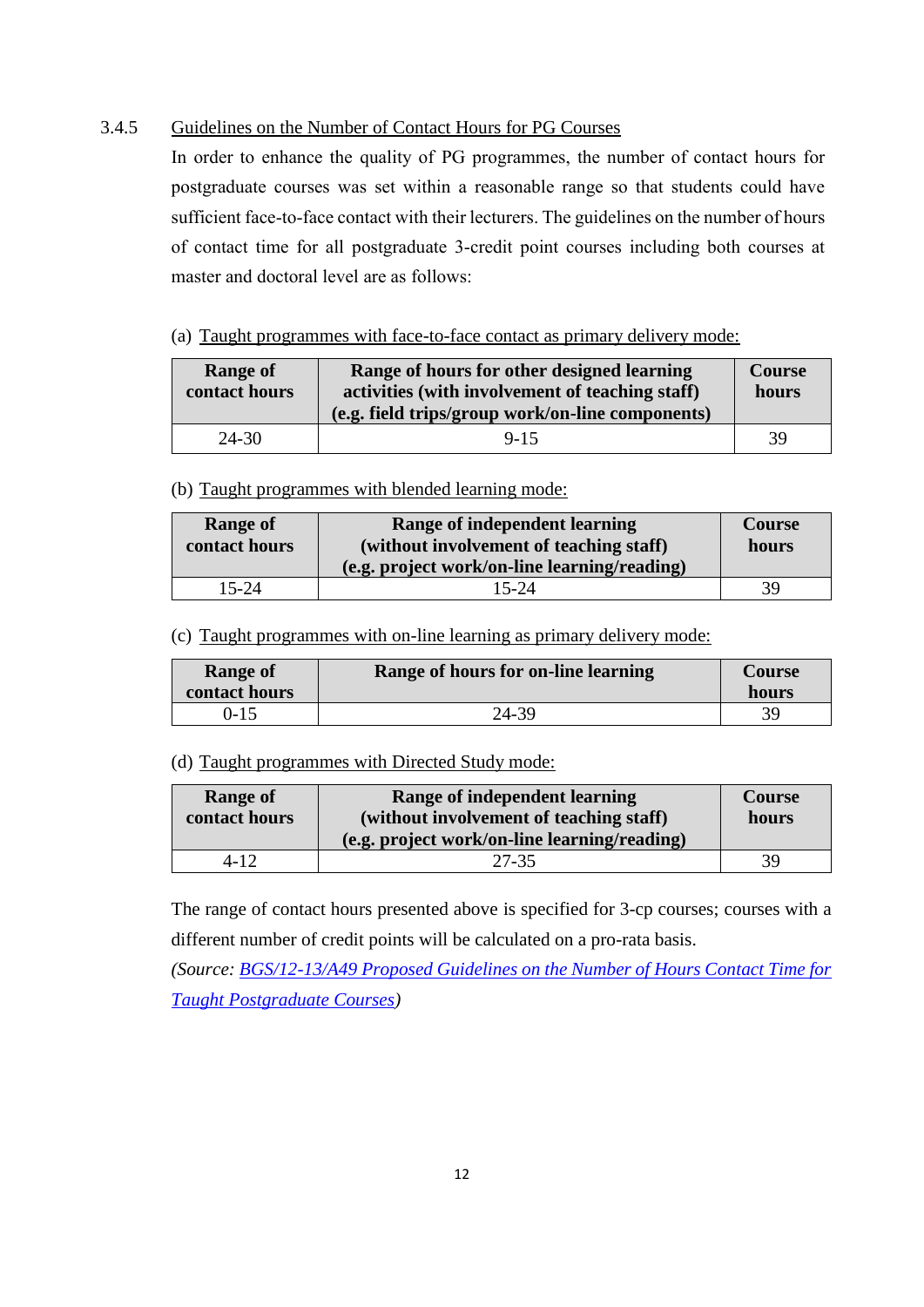### 3.4.5 Guidelines on the Number of Contact Hours for PG Courses

In order to enhance the quality of PG programmes, the number of contact hours for postgraduate courses was set within a reasonable range so that students could have sufficient face-to-face contact with their lecturers. The guidelines on the number of hours of contact time for all postgraduate 3-credit point courses including both courses at master and doctoral level are as follows:

(a) Taught programmes with face-to-face contact as primary delivery mode:

| Range of contact hours | Range of hours for other designed learning activities (with involvement of teaching staff) (e.g. field trips/group work/on-line components) | Course hours |
|---|---|---|
| 24-30 | 9-15 | 39 |

(b) Taught programmes with blended learning mode:

| Range of contact hours | Range of independent learning (without involvement of teaching staff) (e.g. project work/on-line learning/reading) | Course hours |
|---|---|---|
| 15-24 | 15-24 | 39 |

(c) Taught programmes with on-line learning as primary delivery mode:

| Range of contact hours | Range of hours for on-line learning | Course hours |
|---|---|---|
| 0-15 | 24-39 | 39 |

(d) Taught programmes with Directed Study mode:

| Range of contact hours | Range of independent learning (without involvement of teaching staff) (e.g. project work/on-line learning/reading) | Course hours |
|---|---|---|
| 4-12 | 27-35 | 39 |

The range of contact hours presented above is specified for 3-cp courses; courses with a different number of credit points will be calculated on a pro-rata basis.

*(Source: BGS/12-13/A49 Proposed Guidelines on the Number of Hours Contact Time for Taught Postgraduate Courses)*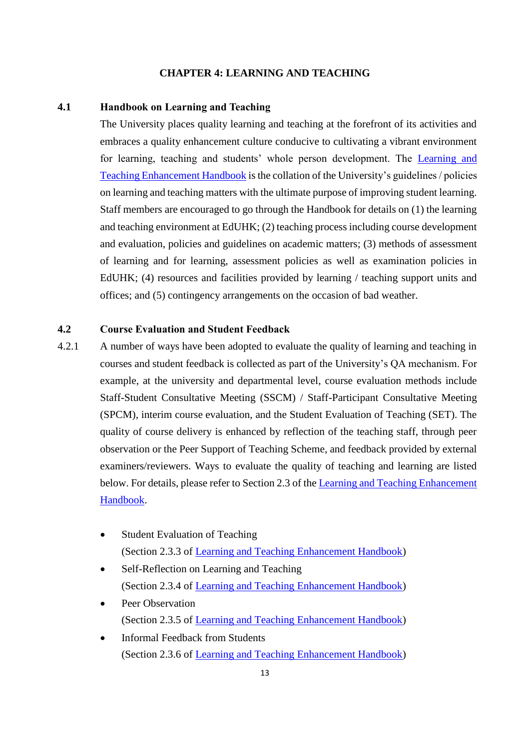# CHAPTER 4: LEARNING AND TEACHING

## 4.1 Handbook on Learning and Teaching

The University places quality learning and teaching at the forefront of its activities and embraces a quality enhancement culture conducive to cultivating a vibrant environment for learning, teaching and students' whole person development. The Learning and Teaching Enhancement Handbook is the collation of the University's guidelines / policies on learning and teaching matters with the ultimate purpose of improving student learning. Staff members are encouraged to go through the Handbook for details on (1) the learning and teaching environment at EdUHK; (2) teaching process including course development and evaluation, policies and guidelines on academic matters; (3) methods of assessment of learning and for learning, assessment policies as well as examination policies in EdUHK; (4) resources and facilities provided by learning / teaching support units and offices; and (5) contingency arrangements on the occasion of bad weather.

## 4.2 Course Evaluation and Student Feedback

4.2.1 A number of ways have been adopted to evaluate the quality of learning and teaching in courses and student feedback is collected as part of the University's QA mechanism. For example, at the university and departmental level, course evaluation methods include Staff-Student Consultative Meeting (SSCM) / Staff-Participant Consultative Meeting (SPCM), interim course evaluation, and the Student Evaluation of Teaching (SET). The quality of course delivery is enhanced by reflection of the teaching staff, through peer observation or the Peer Support of Teaching Scheme, and feedback provided by external examiners/reviewers. Ways to evaluate the quality of teaching and learning are listed below. For details, please refer to Section 2.3 of the Learning and Teaching Enhancement Handbook.

- Student Evaluation of Teaching
  (Section 2.3.3 of Learning and Teaching Enhancement Handbook)
- Self-Reflection on Learning and Teaching
  (Section 2.3.4 of Learning and Teaching Enhancement Handbook)
- Peer Observation
  (Section 2.3.5 of Learning and Teaching Enhancement Handbook)
- Informal Feedback from Students
  (Section 2.3.6 of Learning and Teaching Enhancement Handbook)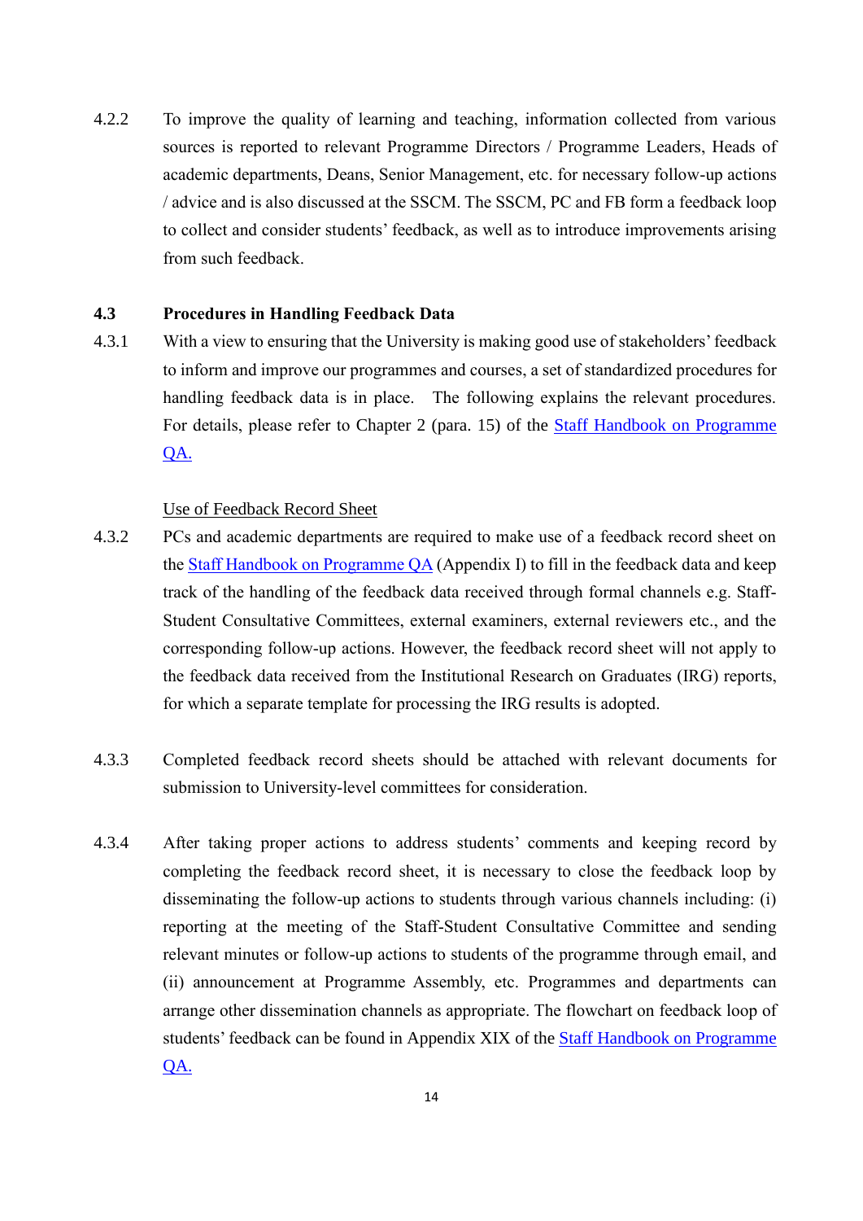4.2.2 To improve the quality of learning and teaching, information collected from various sources is reported to relevant Programme Directors / Programme Leaders, Heads of academic departments, Deans, Senior Management, etc. for necessary follow-up actions / advice and is also discussed at the SSCM. The SSCM, PC and FB form a feedback loop to collect and consider students' feedback, as well as to introduce improvements arising from such feedback.

### 4.3 Procedures in Handling Feedback Data

4.3.1 With a view to ensuring that the University is making good use of stakeholders' feedback to inform and improve our programmes and courses, a set of standardized procedures for handling feedback data is in place. The following explains the relevant procedures. For details, please refer to Chapter 2 (para. 15) of the Staff Handbook on Programme QA.

Use of Feedback Record Sheet

4.3.2 PCs and academic departments are required to make use of a feedback record sheet on the Staff Handbook on Programme QA (Appendix I) to fill in the feedback data and keep track of the handling of the feedback data received through formal channels e.g. Staff-Student Consultative Committees, external examiners, external reviewers etc., and the corresponding follow-up actions. However, the feedback record sheet will not apply to the feedback data received from the Institutional Research on Graduates (IRG) reports, for which a separate template for processing the IRG results is adopted.

4.3.3 Completed feedback record sheets should be attached with relevant documents for submission to University-level committees for consideration.

4.3.4 After taking proper actions to address students' comments and keeping record by completing the feedback record sheet, it is necessary to close the feedback loop by disseminating the follow-up actions to students through various channels including: (i) reporting at the meeting of the Staff-Student Consultative Committee and sending relevant minutes or follow-up actions to students of the programme through email, and (ii) announcement at Programme Assembly, etc. Programmes and departments can arrange other dissemination channels as appropriate. The flowchart on feedback loop of students' feedback can be found in Appendix XIX of the Staff Handbook on Programme QA.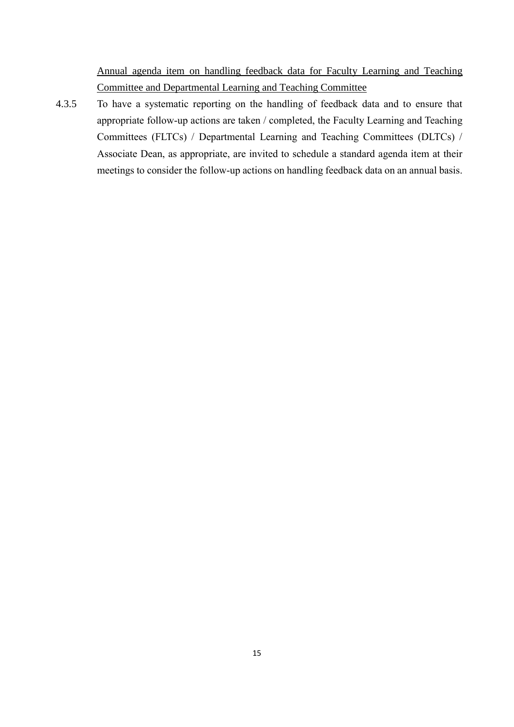<u>Annual agenda item on handling feedback data for Faculty Learning and Teaching Committee and Departmental Learning and Teaching Committee</u>

4.3.5 To have a systematic reporting on the handling of feedback data and to ensure that appropriate follow-up actions are taken / completed, the Faculty Learning and Teaching Committees (FLTCs) / Departmental Learning and Teaching Committees (DLTCs) / Associate Dean, as appropriate, are invited to schedule a standard agenda item at their meetings to consider the follow-up actions on handling feedback data on an annual basis.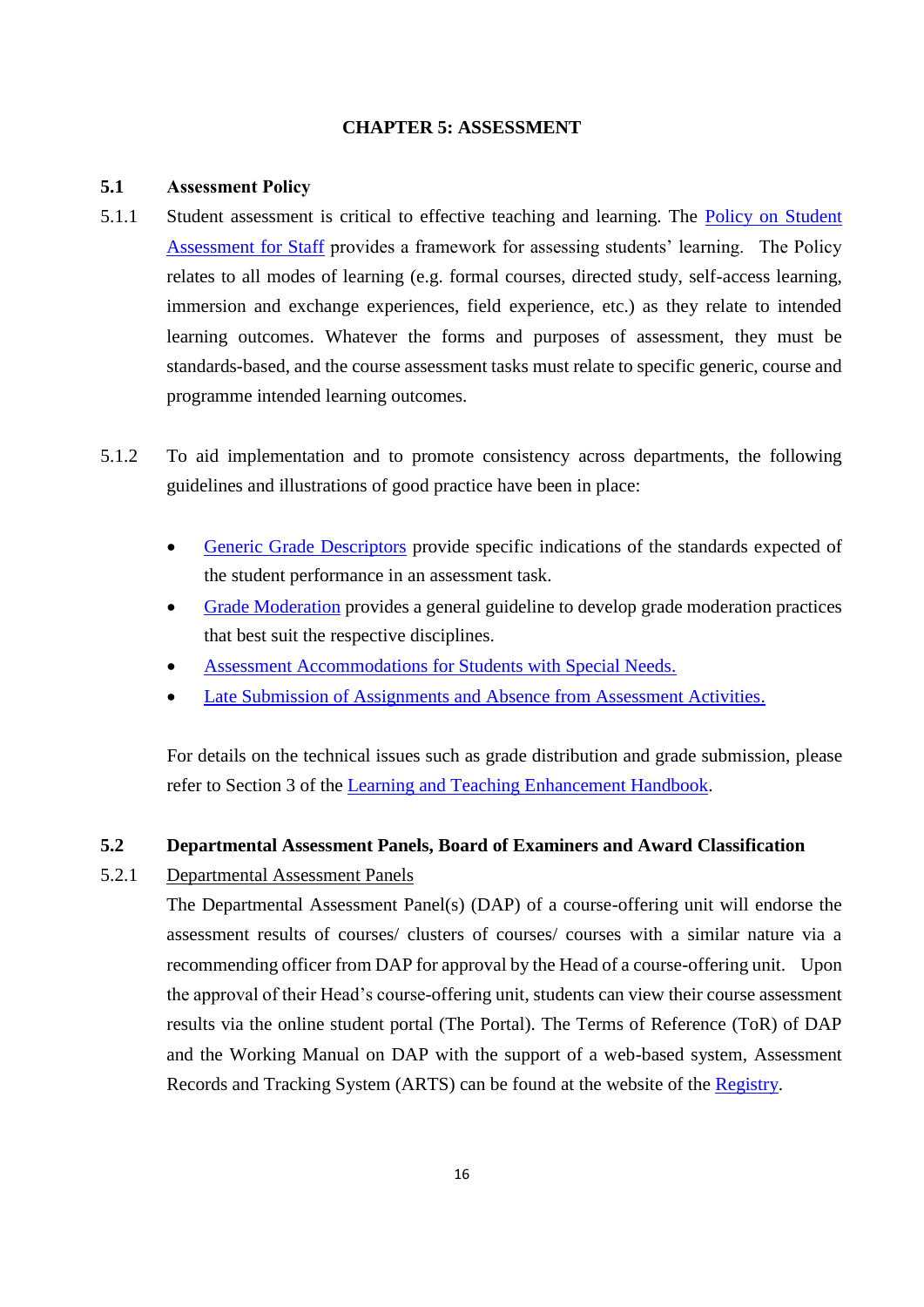# CHAPTER 5: ASSESSMENT

## 5.1 Assessment Policy

5.1.1 Student assessment is critical to effective teaching and learning. The Policy on Student Assessment for Staff provides a framework for assessing students' learning. The Policy relates to all modes of learning (e.g. formal courses, directed study, self-access learning, immersion and exchange experiences, field experience, etc.) as they relate to intended learning outcomes. Whatever the forms and purposes of assessment, they must be standards-based, and the course assessment tasks must relate to specific generic, course and programme intended learning outcomes.

5.1.2 To aid implementation and to promote consistency across departments, the following guidelines and illustrations of good practice have been in place:

- Generic Grade Descriptors provide specific indications of the standards expected of the student performance in an assessment task.
- Grade Moderation provides a general guideline to develop grade moderation practices that best suit the respective disciplines.
- Assessment Accommodations for Students with Special Needs.
- Late Submission of Assignments and Absence from Assessment Activities.

For details on the technical issues such as grade distribution and grade submission, please refer to Section 3 of the Learning and Teaching Enhancement Handbook.

## 5.2 Departmental Assessment Panels, Board of Examiners and Award Classification

5.2.1 <u>Departmental Assessment Panels</u>

The Departmental Assessment Panel(s) (DAP) of a course-offering unit will endorse the assessment results of courses/ clusters of courses/ courses with a similar nature via a recommending officer from DAP for approval by the Head of a course-offering unit. Upon the approval of their Head's course-offering unit, students can view their course assessment results via the online student portal (The Portal). The Terms of Reference (ToR) of DAP and the Working Manual on DAP with the support of a web-based system, Assessment Records and Tracking System (ARTS) can be found at the website of the Registry.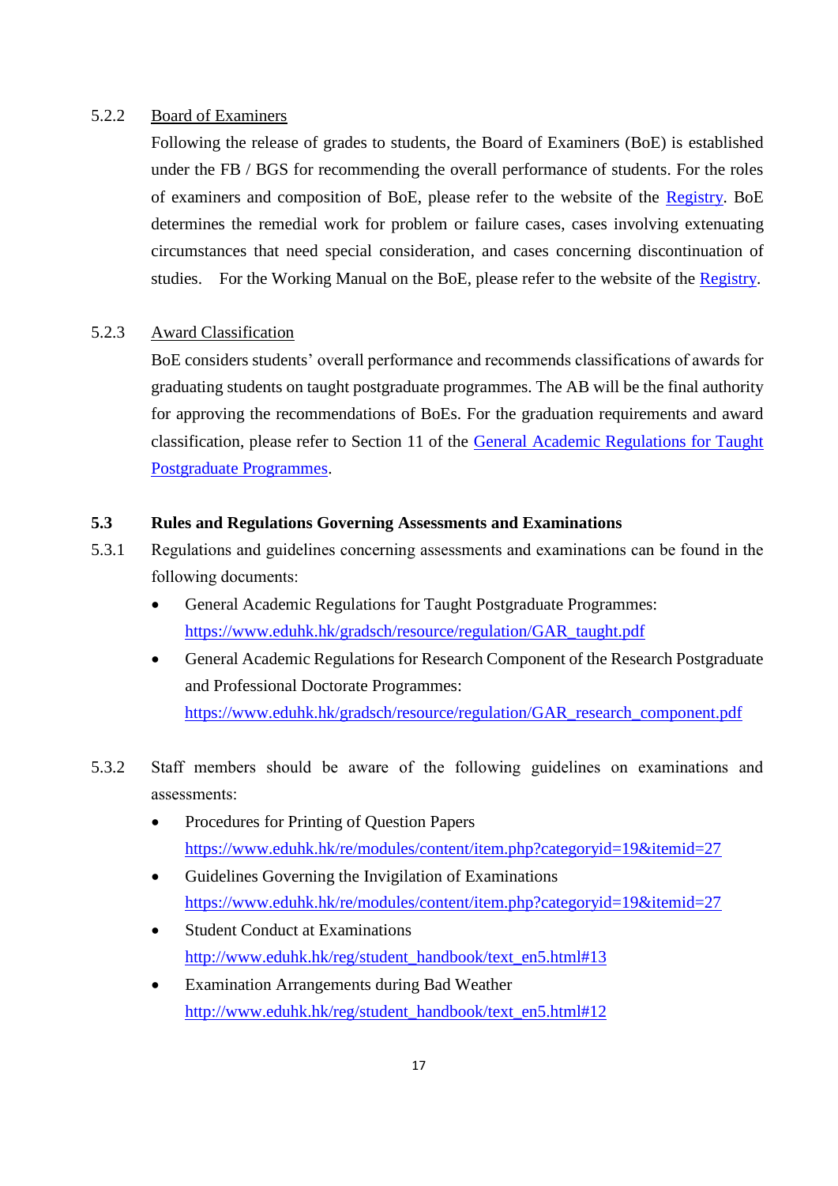5.2.2 Board of Examiners

Following the release of grades to students, the Board of Examiners (BoE) is established under the FB / BGS for recommending the overall performance of students. For the roles of examiners and composition of BoE, please refer to the website of the Registry. BoE determines the remedial work for problem or failure cases, cases involving extenuating circumstances that need special consideration, and cases concerning discontinuation of studies. For the Working Manual on the BoE, please refer to the website of the Registry.

5.2.3 Award Classification

BoE considers students' overall performance and recommends classifications of awards for graduating students on taught postgraduate programmes. The AB will be the final authority for approving the recommendations of BoEs. For the graduation requirements and award classification, please refer to Section 11 of the General Academic Regulations for Taught Postgraduate Programmes.

### 5.3 Rules and Regulations Governing Assessments and Examinations

5.3.1 Regulations and guidelines concerning assessments and examinations can be found in the following documents:

- General Academic Regulations for Taught Postgraduate Programmes:
  https://www.eduhk.hk/gradsch/resource/regulation/GAR_taught.pdf
- General Academic Regulations for Research Component of the Research Postgraduate and Professional Doctorate Programmes:
  https://www.eduhk.hk/gradsch/resource/regulation/GAR_research_component.pdf

5.3.2 Staff members should be aware of the following guidelines on examinations and assessments:

- Procedures for Printing of Question Papers
  https://www.eduhk.hk/re/modules/content/item.php?categoryid=19&itemid=27
- Guidelines Governing the Invigilation of Examinations
  https://www.eduhk.hk/re/modules/content/item.php?categoryid=19&itemid=27
- Student Conduct at Examinations
  http://www.eduhk.hk/reg/student_handbook/text_en5.html#13
- Examination Arrangements during Bad Weather
  http://www.eduhk.hk/reg/student_handbook/text_en5.html#12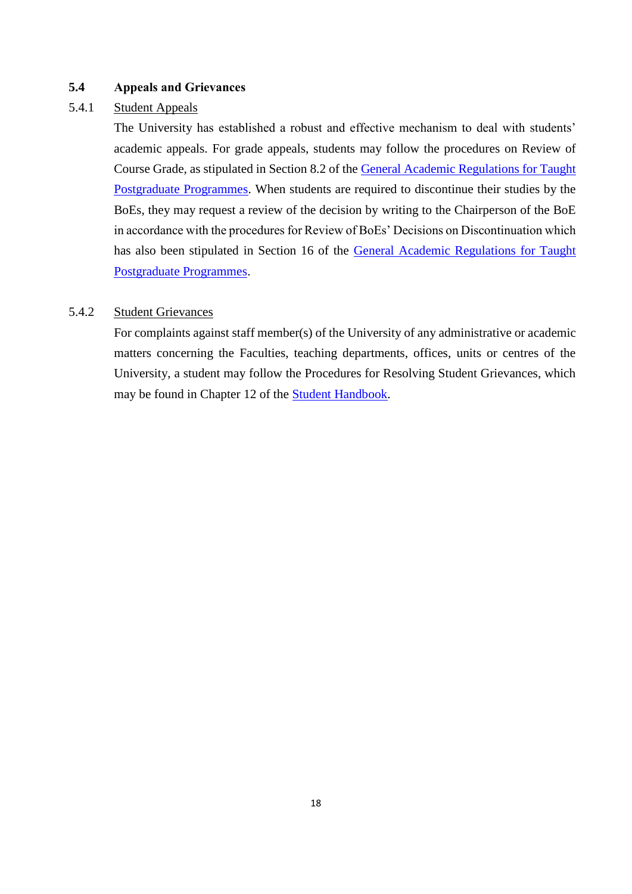## 5.4 Appeals and Grievances

### 5.4.1 Student Appeals

The University has established a robust and effective mechanism to deal with students' academic appeals. For grade appeals, students may follow the procedures on Review of Course Grade, as stipulated in Section 8.2 of the General Academic Regulations for Taught Postgraduate Programmes. When students are required to discontinue their studies by the BoEs, they may request a review of the decision by writing to the Chairperson of the BoE in accordance with the procedures for Review of BoEs' Decisions on Discontinuation which has also been stipulated in Section 16 of the General Academic Regulations for Taught Postgraduate Programmes.

### 5.4.2 Student Grievances

For complaints against staff member(s) of the University of any administrative or academic matters concerning the Faculties, teaching departments, offices, units or centres of the University, a student may follow the Procedures for Resolving Student Grievances, which may be found in Chapter 12 of the Student Handbook.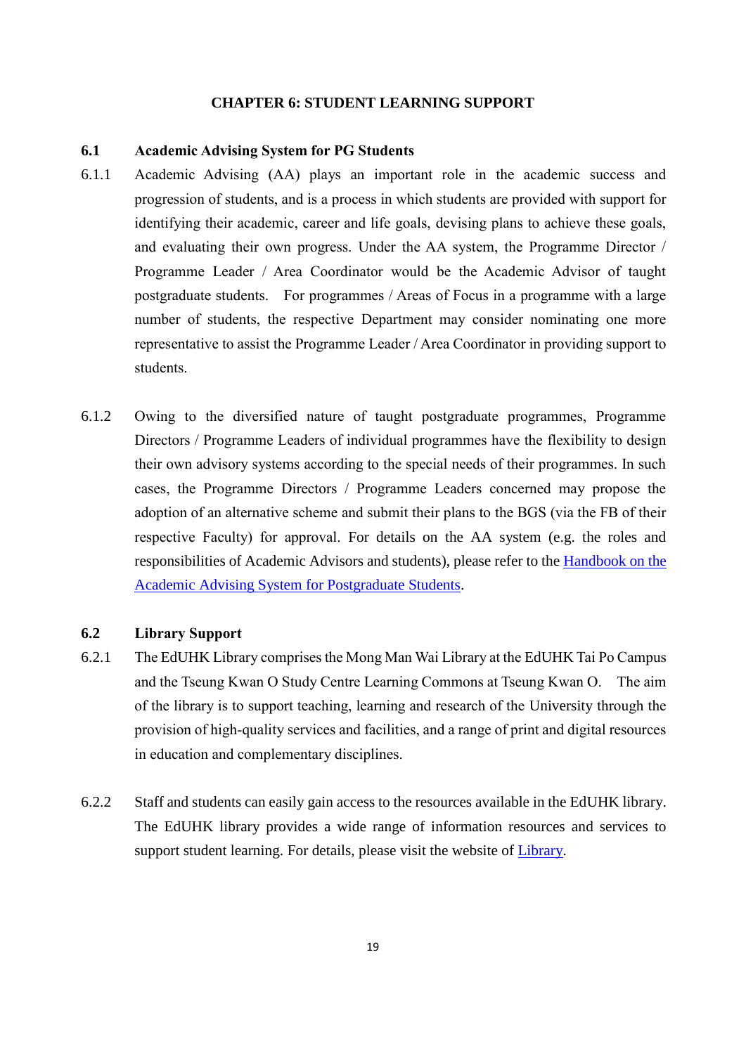# CHAPTER 6: STUDENT LEARNING SUPPORT

## 6.1 Academic Advising System for PG Students

6.1.1 Academic Advising (AA) plays an important role in the academic success and progression of students, and is a process in which students are provided with support for identifying their academic, career and life goals, devising plans to achieve these goals, and evaluating their own progress. Under the AA system, the Programme Director / Programme Leader / Area Coordinator would be the Academic Advisor of taught postgraduate students. For programmes / Areas of Focus in a programme with a large number of students, the respective Department may consider nominating one more representative to assist the Programme Leader / Area Coordinator in providing support to students.

6.1.2 Owing to the diversified nature of taught postgraduate programmes, Programme Directors / Programme Leaders of individual programmes have the flexibility to design their own advisory systems according to the special needs of their programmes. In such cases, the Programme Directors / Programme Leaders concerned may propose the adoption of an alternative scheme and submit their plans to the BGS (via the FB of their respective Faculty) for approval. For details on the AA system (e.g. the roles and responsibilities of Academic Advisors and students), please refer to the Handbook on the Academic Advising System for Postgraduate Students.

## 6.2 Library Support

6.2.1 The EdUHK Library comprises the Mong Man Wai Library at the EdUHK Tai Po Campus and the Tseung Kwan O Study Centre Learning Commons at Tseung Kwan O. The aim of the library is to support teaching, learning and research of the University through the provision of high-quality services and facilities, and a range of print and digital resources in education and complementary disciplines.

6.2.2 Staff and students can easily gain access to the resources available in the EdUHK library. The EdUHK library provides a wide range of information resources and services to support student learning. For details, please visit the website of Library.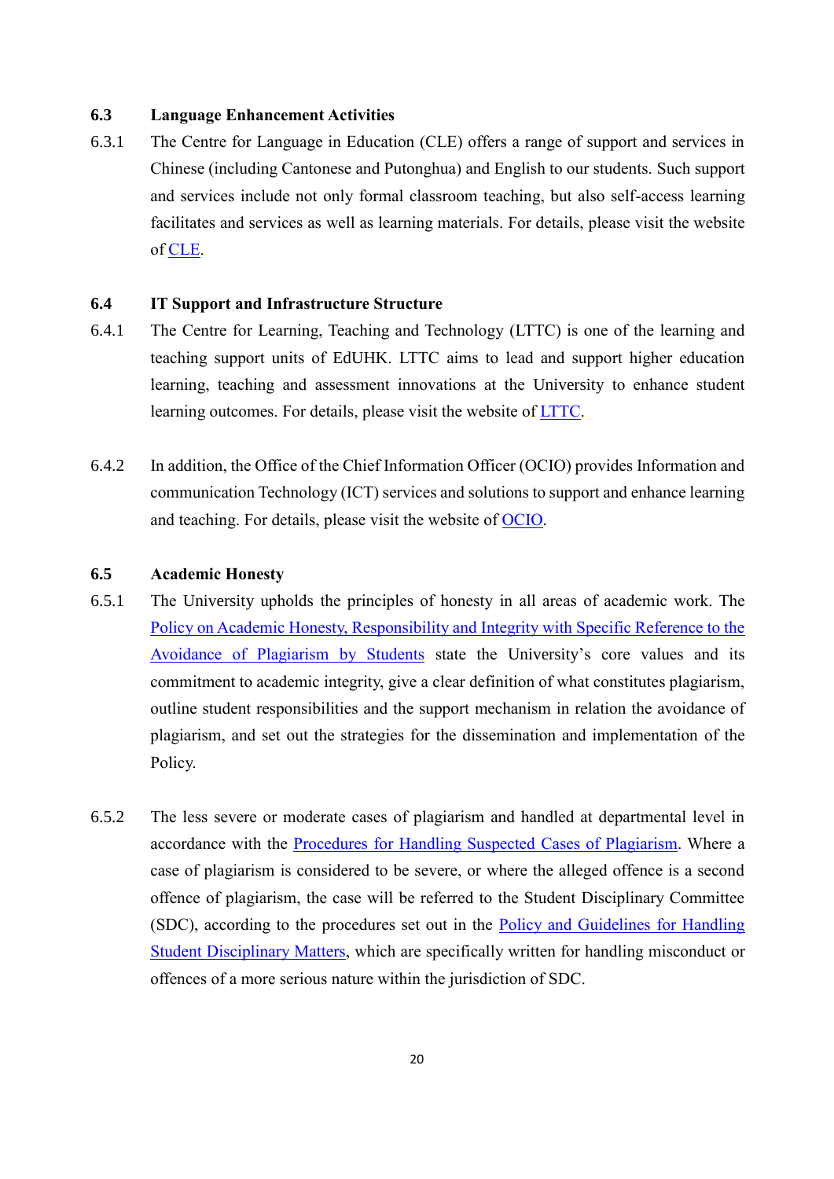### 6.3 Language Enhancement Activities

6.3.1 The Centre for Language in Education (CLE) offers a range of support and services in Chinese (including Cantonese and Putonghua) and English to our students. Such support and services include not only formal classroom teaching, but also self-access learning facilitates and services as well as learning materials. For details, please visit the website of CLE.

### 6.4 IT Support and Infrastructure Structure

6.4.1 The Centre for Learning, Teaching and Technology (LTTC) is one of the learning and teaching support units of EdUHK. LTTC aims to lead and support higher education learning, teaching and assessment innovations at the University to enhance student learning outcomes. For details, please visit the website of LTTC.

6.4.2 In addition, the Office of the Chief Information Officer (OCIO) provides Information and communication Technology (ICT) services and solutions to support and enhance learning and teaching. For details, please visit the website of OCIO.

### 6.5 Academic Honesty

6.5.1 The University upholds the principles of honesty in all areas of academic work. The Policy on Academic Honesty, Responsibility and Integrity with Specific Reference to the Avoidance of Plagiarism by Students state the University's core values and its commitment to academic integrity, give a clear definition of what constitutes plagiarism, outline student responsibilities and the support mechanism in relation the avoidance of plagiarism, and set out the strategies for the dissemination and implementation of the Policy.

6.5.2 The less severe or moderate cases of plagiarism and handled at departmental level in accordance with the Procedures for Handling Suspected Cases of Plagiarism. Where a case of plagiarism is considered to be severe, or where the alleged offence is a second offence of plagiarism, the case will be referred to the Student Disciplinary Committee (SDC), according to the procedures set out in the Policy and Guidelines for Handling Student Disciplinary Matters, which are specifically written for handling misconduct or offences of a more serious nature within the jurisdiction of SDC.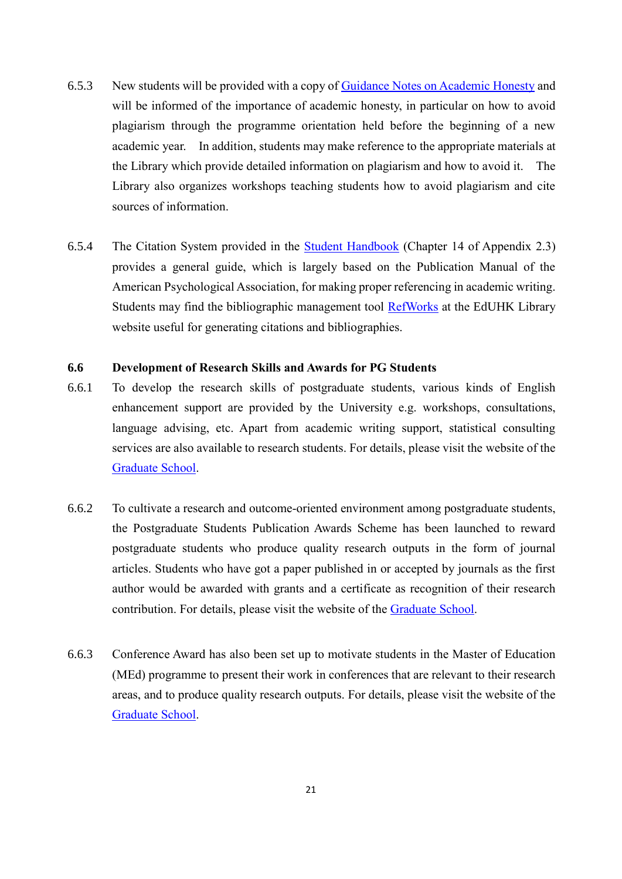6.5.3 New students will be provided with a copy of Guidance Notes on Academic Honesty and will be informed of the importance of academic honesty, in particular on how to avoid plagiarism through the programme orientation held before the beginning of a new academic year. In addition, students may make reference to the appropriate materials at the Library which provide detailed information on plagiarism and how to avoid it. The Library also organizes workshops teaching students how to avoid plagiarism and cite sources of information.

6.5.4 The Citation System provided in the Student Handbook (Chapter 14 of Appendix 2.3) provides a general guide, which is largely based on the Publication Manual of the American Psychological Association, for making proper referencing in academic writing. Students may find the bibliographic management tool RefWorks at the EdUHK Library website useful for generating citations and bibliographies.

### 6.6 Development of Research Skills and Awards for PG Students

6.6.1 To develop the research skills of postgraduate students, various kinds of English enhancement support are provided by the University e.g. workshops, consultations, language advising, etc. Apart from academic writing support, statistical consulting services are also available to research students. For details, please visit the website of the Graduate School.

6.6.2 To cultivate a research and outcome-oriented environment among postgraduate students, the Postgraduate Students Publication Awards Scheme has been launched to reward postgraduate students who produce quality research outputs in the form of journal articles. Students who have got a paper published in or accepted by journals as the first author would be awarded with grants and a certificate as recognition of their research contribution. For details, please visit the website of the Graduate School.

6.6.3 Conference Award has also been set up to motivate students in the Master of Education (MEd) programme to present their work in conferences that are relevant to their research areas, and to produce quality research outputs. For details, please visit the website of the Graduate School.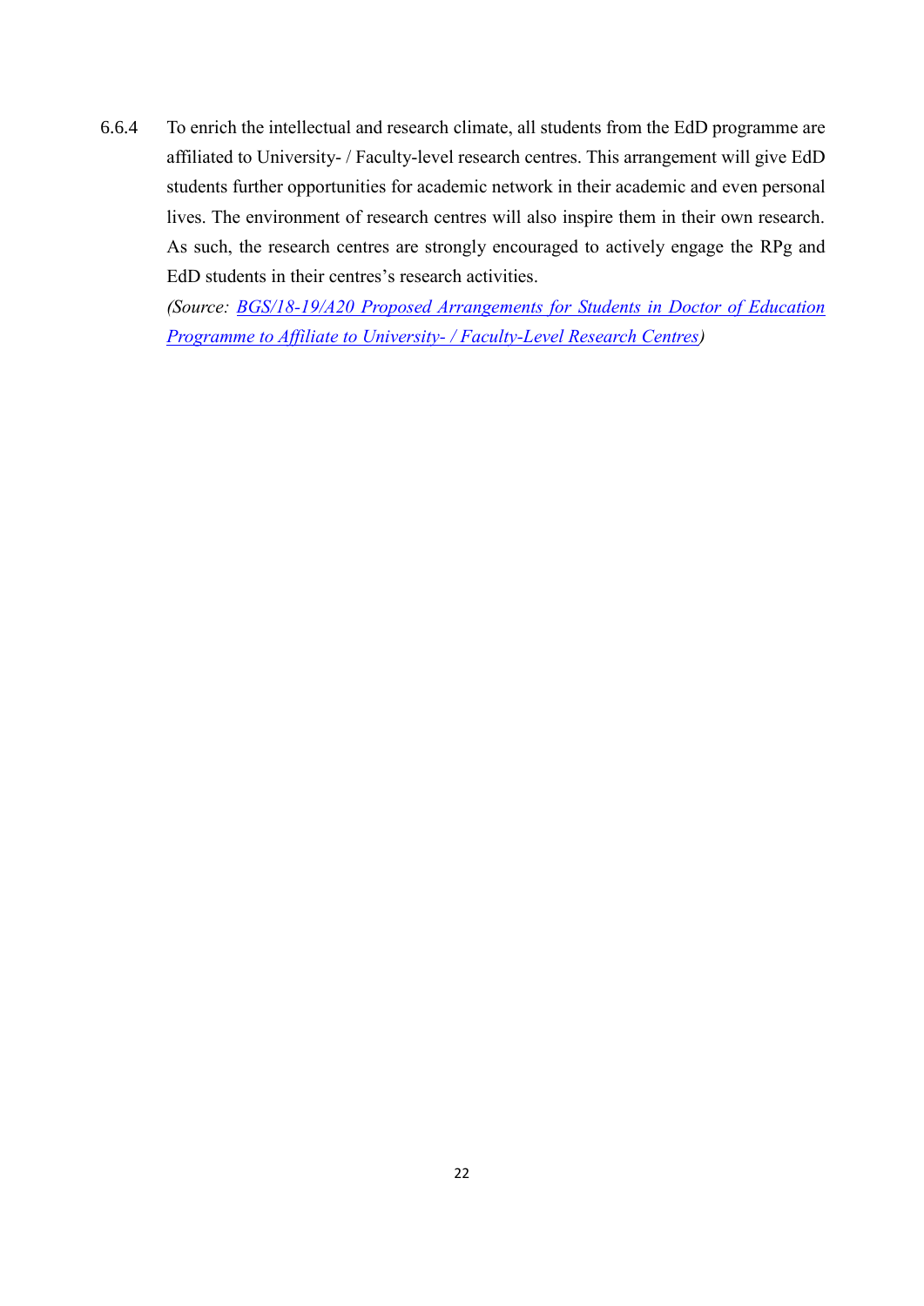6.6.4 To enrich the intellectual and research climate, all students from the EdD programme are affiliated to University- / Faculty-level research centres. This arrangement will give EdD students further opportunities for academic network in their academic and even personal lives. The environment of research centres will also inspire them in their own research. As such, the research centres are strongly encouraged to actively engage the RPg and EdD students in their centres's research activities.

*(Source: BGS/18-19/A20 Proposed Arrangements for Students in Doctor of Education Programme to Affiliate to University- / Faculty-Level Research Centres)*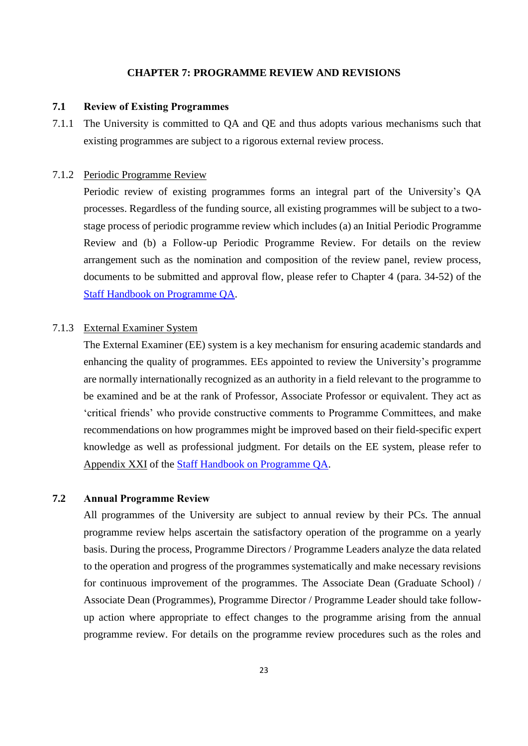# CHAPTER 7: PROGRAMME REVIEW AND REVISIONS

## 7.1 Review of Existing Programmes

7.1.1 The University is committed to QA and QE and thus adopts various mechanisms such that existing programmes are subject to a rigorous external review process.

7.1.2 Periodic Programme Review

Periodic review of existing programmes forms an integral part of the University's QA processes. Regardless of the funding source, all existing programmes will be subject to a two-stage process of periodic programme review which includes (a) an Initial Periodic Programme Review and (b) a Follow-up Periodic Programme Review. For details on the review arrangement such as the nomination and composition of the review panel, review process, documents to be submitted and approval flow, please refer to Chapter 4 (para. 34-52) of the Staff Handbook on Programme QA.

7.1.3 External Examiner System

The External Examiner (EE) system is a key mechanism for ensuring academic standards and enhancing the quality of programmes. EEs appointed to review the University's programme are normally internationally recognized as an authority in a field relevant to the programme to be examined and be at the rank of Professor, Associate Professor or equivalent. They act as 'critical friends' who provide constructive comments to Programme Committees, and make recommendations on how programmes might be improved based on their field-specific expert knowledge as well as professional judgment. For details on the EE system, please refer to Appendix XXI of the Staff Handbook on Programme QA.

## 7.2 Annual Programme Review

All programmes of the University are subject to annual review by their PCs. The annual programme review helps ascertain the satisfactory operation of the programme on a yearly basis. During the process, Programme Directors / Programme Leaders analyze the data related to the operation and progress of the programmes systematically and make necessary revisions for continuous improvement of the programmes. The Associate Dean (Graduate School) / Associate Dean (Programmes), Programme Director / Programme Leader should take follow-up action where appropriate to effect changes to the programme arising from the annual programme review. For details on the programme review procedures such as the roles and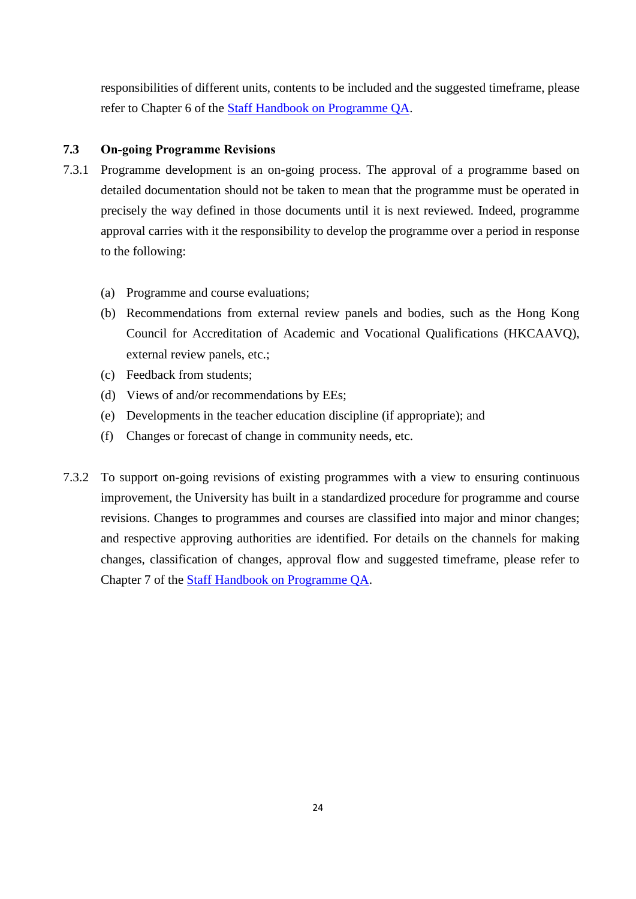responsibilities of different units, contents to be included and the suggested timeframe, please refer to Chapter 6 of the Staff Handbook on Programme QA.

### 7.3 On-going Programme Revisions

7.3.1 Programme development is an on-going process. The approval of a programme based on detailed documentation should not be taken to mean that the programme must be operated in precisely the way defined in those documents until it is next reviewed. Indeed, programme approval carries with it the responsibility to develop the programme over a period in response to the following:

(a) Programme and course evaluations;

(b) Recommendations from external review panels and bodies, such as the Hong Kong Council for Accreditation of Academic and Vocational Qualifications (HKCAAVQ), external review panels, etc.;

(c) Feedback from students;

(d) Views of and/or recommendations by EEs;

(e) Developments in the teacher education discipline (if appropriate); and

(f) Changes or forecast of change in community needs, etc.

7.3.2 To support on-going revisions of existing programmes with a view to ensuring continuous improvement, the University has built in a standardized procedure for programme and course revisions. Changes to programmes and courses are classified into major and minor changes; and respective approving authorities are identified. For details on the channels for making changes, classification of changes, approval flow and suggested timeframe, please refer to Chapter 7 of the Staff Handbook on Programme QA.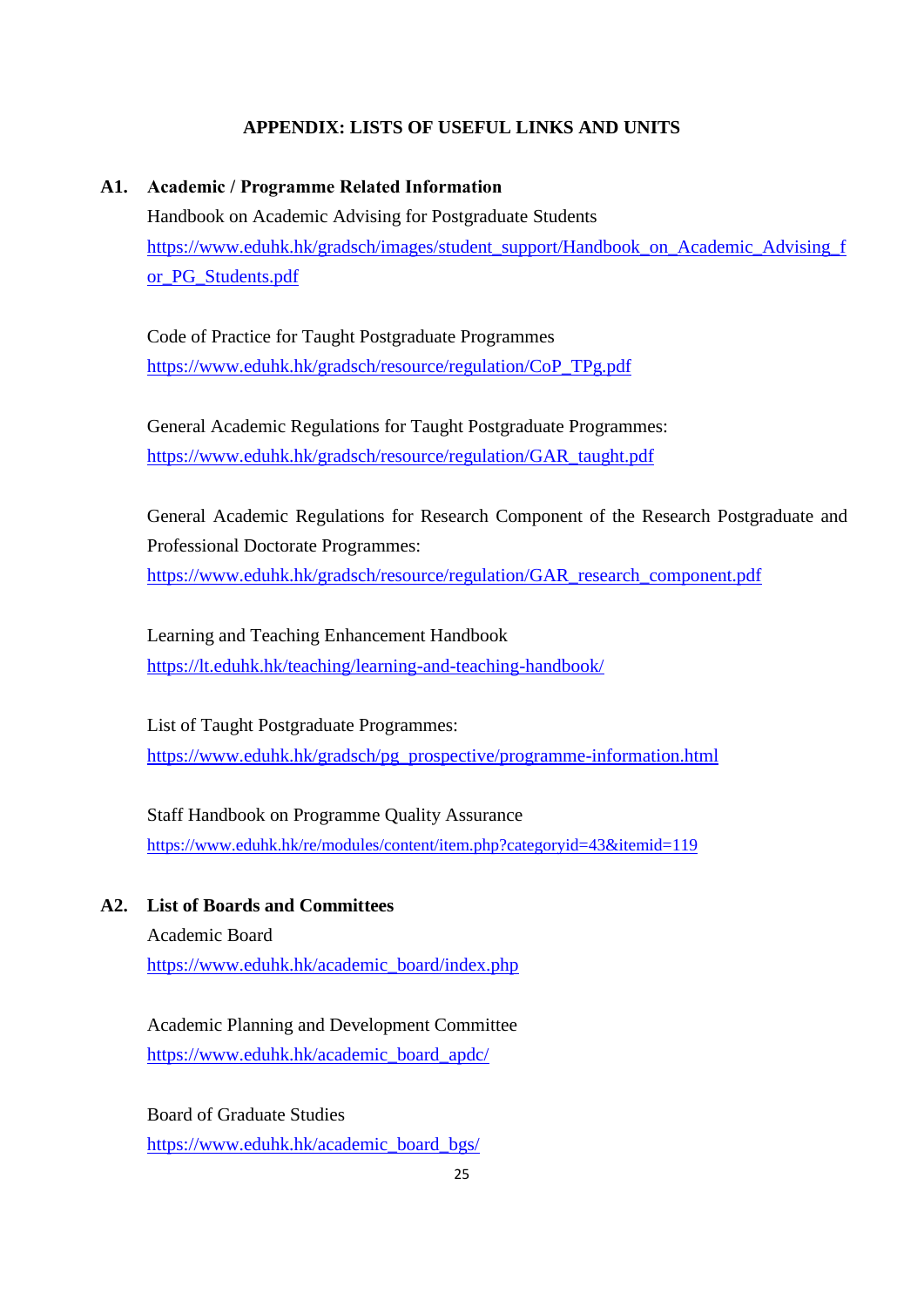# APPENDIX: LISTS OF USEFUL LINKS AND UNITS

## A1. Academic / Programme Related Information

Handbook on Academic Advising for Postgraduate Students
https://www.eduhk.hk/gradsch/images/student_support/Handbook_on_Academic_Advising_for_PG_Students.pdf

Code of Practice for Taught Postgraduate Programmes
https://www.eduhk.hk/gradsch/resource/regulation/CoP_TPg.pdf

General Academic Regulations for Taught Postgraduate Programmes:
https://www.eduhk.hk/gradsch/resource/regulation/GAR_taught.pdf

General Academic Regulations for Research Component of the Research Postgraduate and Professional Doctorate Programmes:
https://www.eduhk.hk/gradsch/resource/regulation/GAR_research_component.pdf

Learning and Teaching Enhancement Handbook
https://lt.eduhk.hk/teaching/learning-and-teaching-handbook/

List of Taught Postgraduate Programmes:
https://www.eduhk.hk/gradsch/pg_prospective/programme-information.html

Staff Handbook on Programme Quality Assurance
https://www.eduhk.hk/re/modules/content/item.php?categoryid=43&itemid=119

## A2. List of Boards and Committees

Academic Board
https://www.eduhk.hk/academic_board/index.php

Academic Planning and Development Committee
https://www.eduhk.hk/academic_board_apdc/

Board of Graduate Studies
https://www.eduhk.hk/academic_board_bgs/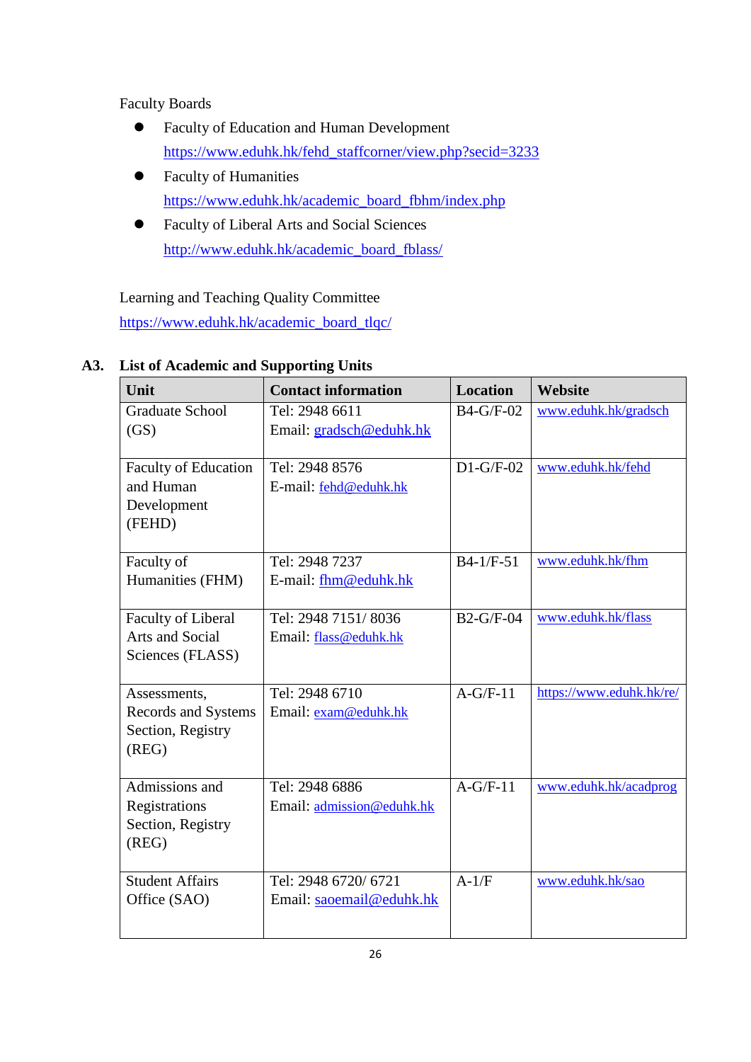Faculty Boards

- Faculty of Education and Human Development
  https://www.eduhk.hk/fehd_staffcorner/view.php?secid=3233
- Faculty of Humanities
  https://www.eduhk.hk/academic_board_fbhm/index.php
- Faculty of Liberal Arts and Social Sciences
  http://www.eduhk.hk/academic_board_fblass/

Learning and Teaching Quality Committee
https://www.eduhk.hk/academic_board_tlqc/

## A3. List of Academic and Supporting Units

| Unit | Contact information | Location | Website |
|---|---|---|---|
| Graduate School (GS) | Tel: 2948 6611<br>Email: gradsch@eduhk.hk | B4-G/F-02 | www.eduhk.hk/gradsch |
| Faculty of Education and Human Development (FEHD) | Tel: 2948 8576<br>E-mail: fehd@eduhk.hk | D1-G/F-02 | www.eduhk.hk/fehd |
| Faculty of Humanities (FHM) | Tel: 2948 7237<br>E-mail: fhm@eduhk.hk | B4-1/F-51 | www.eduhk.hk/fhm |
| Faculty of Liberal Arts and Social Sciences (FLASS) | Tel: 2948 7151/ 8036<br>Email: flass@eduhk.hk | B2-G/F-04 | www.eduhk.hk/flass |
| Assessments, Records and Systems Section, Registry (REG) | Tel: 2948 6710<br>Email: exam@eduhk.hk | A-G/F-11 | https://www.eduhk.hk/re/ |
| Admissions and Registrations Section, Registry (REG) | Tel: 2948 6886<br>Email: admission@eduhk.hk | A-G/F-11 | www.eduhk.hk/acadprog |
| Student Affairs Office (SAO) | Tel: 2948 6720/ 6721<br>Email: saoemail@eduhk.hk | A-1/F | www.eduhk.hk/sao |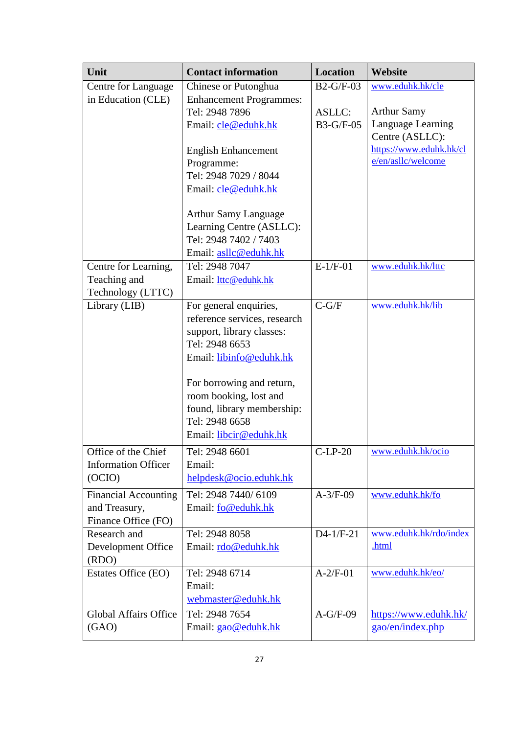| Unit | Contact information | Location | Website |
|---|---|---|---|
| Centre for Language in Education (CLE) | Chinese or Putonghua Enhancement Programmes:<br>Tel: 2948 7896<br>Email: cle@eduhk.hk<br><br>English Enhancement Programme:<br>Tel: 2948 7029 / 8044<br>Email: cle@eduhk.hk<br><br>Arthur Samy Language Learning Centre (ASLLC):<br>Tel: 2948 7402 / 7403<br>Email: asllc@eduhk.hk | B2-G/F-03<br><br>ASLLC:<br>B3-G/F-05 | www.eduhk.hk/cle<br><br>Arthur Samy Language Learning Centre (ASLLC):<br>https://www.eduhk.hk/cle/en/asllc/welcome |
| Centre for Learning, Teaching and Technology (LTTC) | Tel: 2948 7047<br>Email: lttc@eduhk.hk | E-1/F-01 | www.eduhk.hk/lttc |
| Library (LIB) | For general enquiries, reference services, research support, library classes:<br>Tel: 2948 6653<br>Email: libinfo@eduhk.hk<br><br>For borrowing and return, room booking, lost and found, library membership:<br>Tel: 2948 6658<br>Email: libcir@eduhk.hk | C-G/F | www.eduhk.hk/lib |
| Office of the Chief Information Officer (OCIO) | Tel: 2948 6601<br>Email:<br>helpdesk@ocio.eduhk.hk | C-LP-20 | www.eduhk.hk/ocio |
| Financial Accounting and Treasury, Finance Office (FO) | Tel: 2948 7440/ 6109<br>Email: fo@eduhk.hk | A-3/F-09 | www.eduhk.hk/fo |
| Research and Development Office (RDO) | Tel: 2948 8058<br>Email: rdo@eduhk.hk | D4-1/F-21 | www.eduhk.hk/rdo/index.html |
| Estates Office (EO) | Tel: 2948 6714<br>Email:<br>webmaster@eduhk.hk | A-2/F-01 | www.eduhk.hk/eo/ |
| Global Affairs Office (GAO) | Tel: 2948 7654<br>Email: gao@eduhk.hk | A-G/F-09 | https://www.eduhk.hk/gao/en/index.php |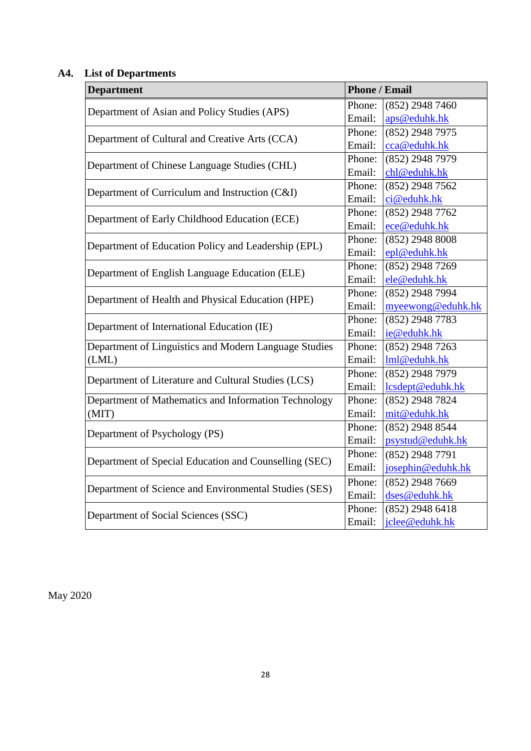### A4. List of Departments

| Department | Phone / Email | |
|---|---|---|
| Department of Asian and Policy Studies (APS) | Phone:<br>Email: | (852) 2948 7460<br>aps@eduhk.hk |
| Department of Cultural and Creative Arts (CCA) | Phone:<br>Email: | (852) 2948 7975<br>cca@eduhk.hk |
| Department of Chinese Language Studies (CHL) | Phone:<br>Email: | (852) 2948 7979<br>chl@eduhk.hk |
| Department of Curriculum and Instruction (C&I) | Phone:<br>Email: | (852) 2948 7562<br>ci@eduhk.hk |
| Department of Early Childhood Education (ECE) | Phone:<br>Email: | (852) 2948 7762<br>ece@eduhk.hk |
| Department of Education Policy and Leadership (EPL) | Phone:<br>Email: | (852) 2948 8008<br>epl@eduhk.hk |
| Department of English Language Education (ELE) | Phone:<br>Email: | (852) 2948 7269<br>ele@eduhk.hk |
| Department of Health and Physical Education (HPE) | Phone:<br>Email: | (852) 2948 7994<br>myeewong@eduhk.hk |
| Department of International Education (IE) | Phone:<br>Email: | (852) 2948 7783<br>ie@eduhk.hk |
| Department of Linguistics and Modern Language Studies (LML) | Phone:<br>Email: | (852) 2948 7263<br>lml@eduhk.hk |
| Department of Literature and Cultural Studies (LCS) | Phone:<br>Email: | (852) 2948 7979<br>lcsdept@eduhk.hk |
| Department of Mathematics and Information Technology (MIT) | Phone:<br>Email: | (852) 2948 7824<br>mit@eduhk.hk |
| Department of Psychology (PS) | Phone:<br>Email: | (852) 2948 8544<br>psystud@eduhk.hk |
| Department of Special Education and Counselling (SEC) | Phone:<br>Email: | (852) 2948 7791<br>josephin@eduhk.hk |
| Department of Science and Environmental Studies (SES) | Phone:<br>Email: | (852) 2948 7669<br>dses@eduhk.hk |
| Department of Social Sciences (SSC) | Phone:<br>Email: | (852) 2948 6418<br>jclee@eduhk.hk |

May 2020